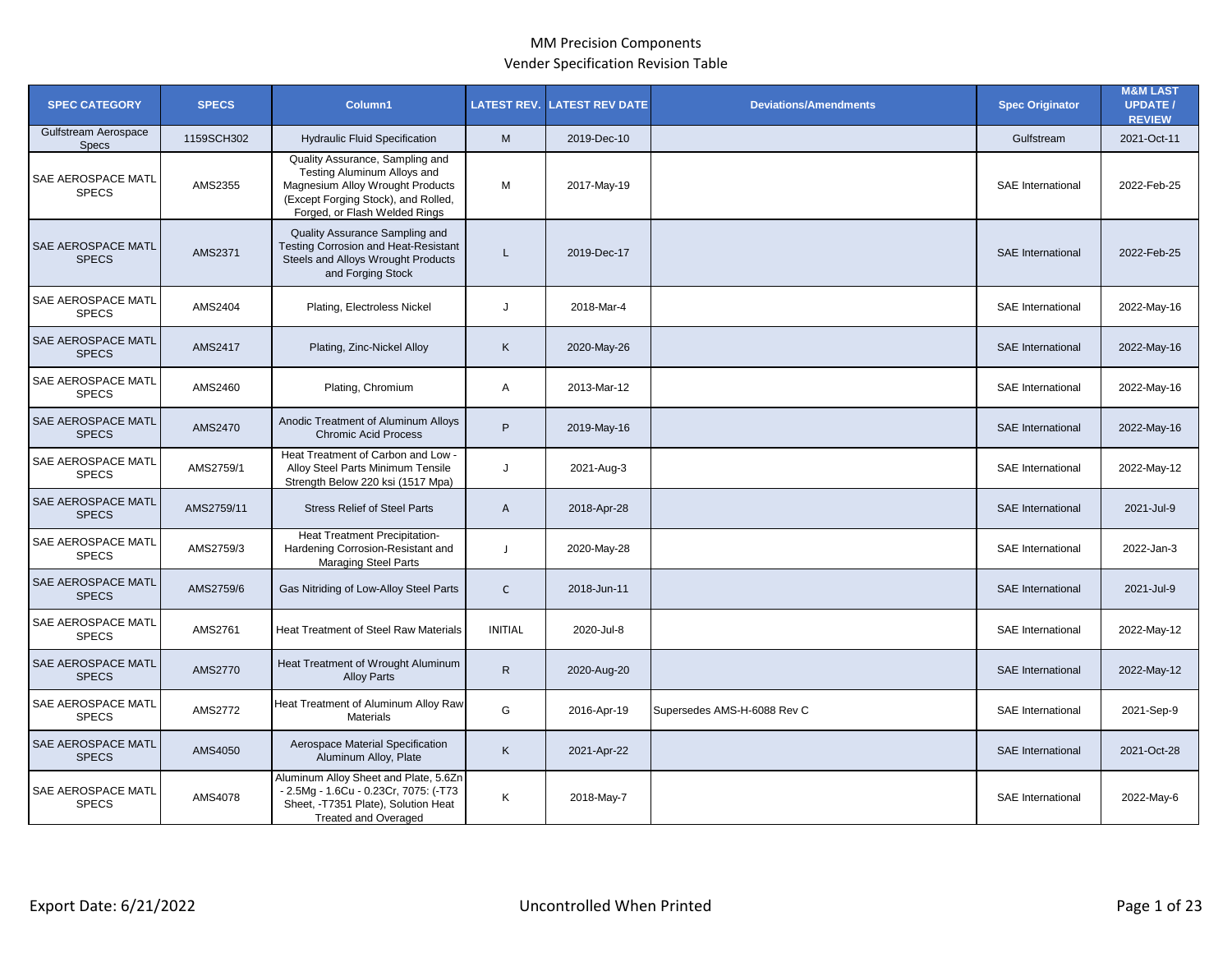# MM Precision Components

## Vender Specification Revision Table

| SPEC CATEGORY | SPECS | Column1 | LATEST REV. | LATEST REV DATE | Deviations/Amendments | Spec Originator | M&M LAST UPDATE / REVIEW |
|---|---|---|---|---|---|---|---|
| Gulfstream Aerospace Specs | 1159SCH302 | Hydraulic Fluid Specification | M | 2019-Dec-10 | | Gulfstream | 2021-Oct-11 |
| SAE AEROSPACE MATL SPECS | AMS2355 | Quality Assurance, Sampling and Testing Aluminum Alloys and Magnesium Alloy Wrought Products (Except Forging Stock), and Rolled, Forged, or Flash Welded Rings | M | 2017-May-19 | | SAE International | 2022-Feb-25 |
| SAE AEROSPACE MATL SPECS | AMS2371 | Quality Assurance Sampling and Testing Corrosion and Heat-Resistant Steels and Alloys Wrought Products and Forging Stock | L | 2019-Dec-17 | | SAE International | 2022-Feb-25 |
| SAE AEROSPACE MATL SPECS | AMS2404 | Plating, Electroless Nickel | J | 2018-Mar-4 | | SAE International | 2022-May-16 |
| SAE AEROSPACE MATL SPECS | AMS2417 | Plating, Zinc-Nickel Alloy | K | 2020-May-26 | | SAE International | 2022-May-16 |
| SAE AEROSPACE MATL SPECS | AMS2460 | Plating, Chromium | A | 2013-Mar-12 | | SAE International | 2022-May-16 |
| SAE AEROSPACE MATL SPECS | AMS2470 | Anodic Treatment of Aluminum Alloys Chromic Acid Process | P | 2019-May-16 | | SAE International | 2022-May-16 |
| SAE AEROSPACE MATL SPECS | AMS2759/1 | Heat Treatment of Carbon and Low - Alloy Steel Parts Minimum Tensile Strength Below 220 ksi (1517 Mpa) | J | 2021-Aug-3 | | SAE International | 2022-May-12 |
| SAE AEROSPACE MATL SPECS | AMS2759/11 | Stress Relief of Steel Parts | A | 2018-Apr-28 | | SAE International | 2021-Jul-9 |
| SAE AEROSPACE MATL SPECS | AMS2759/3 | Heat Treatment Precipitation-Hardening Corrosion-Resistant and Maraging Steel Parts | J | 2020-May-28 | | SAE International | 2022-Jan-3 |
| SAE AEROSPACE MATL SPECS | AMS2759/6 | Gas Nitriding of Low-Alloy Steel Parts | C | 2018-Jun-11 | | SAE International | 2021-Jul-9 |
| SAE AEROSPACE MATL SPECS | AMS2761 | Heat Treatment of Steel Raw Materials | INITIAL | 2020-Jul-8 | | SAE International | 2022-May-12 |
| SAE AEROSPACE MATL SPECS | AMS2770 | Heat Treatment of Wrought Aluminum Alloy Parts | R | 2020-Aug-20 | | SAE International | 2022-May-12 |
| SAE AEROSPACE MATL SPECS | AMS2772 | Heat Treatment of Aluminum Alloy Raw Materials | G | 2016-Apr-19 | Supersedes AMS-H-6088 Rev C | SAE International | 2021-Sep-9 |
| SAE AEROSPACE MATL SPECS | AMS4050 | Aerospace Material Specification Aluminum Alloy, Plate | K | 2021-Apr-22 | | SAE International | 2021-Oct-28 |
| SAE AEROSPACE MATL SPECS | AMS4078 | Aluminum Alloy Sheet and Plate, 5.6Zn - 2.5Mg - 1.6Cu - 0.23Cr, 7075: (-T73 Sheet, -T7351 Plate), Solution Heat Treated and Overaged | K | 2018-May-7 | | SAE International | 2022-May-6 |

Export Date: 6/21/2022

Uncontrolled When Printed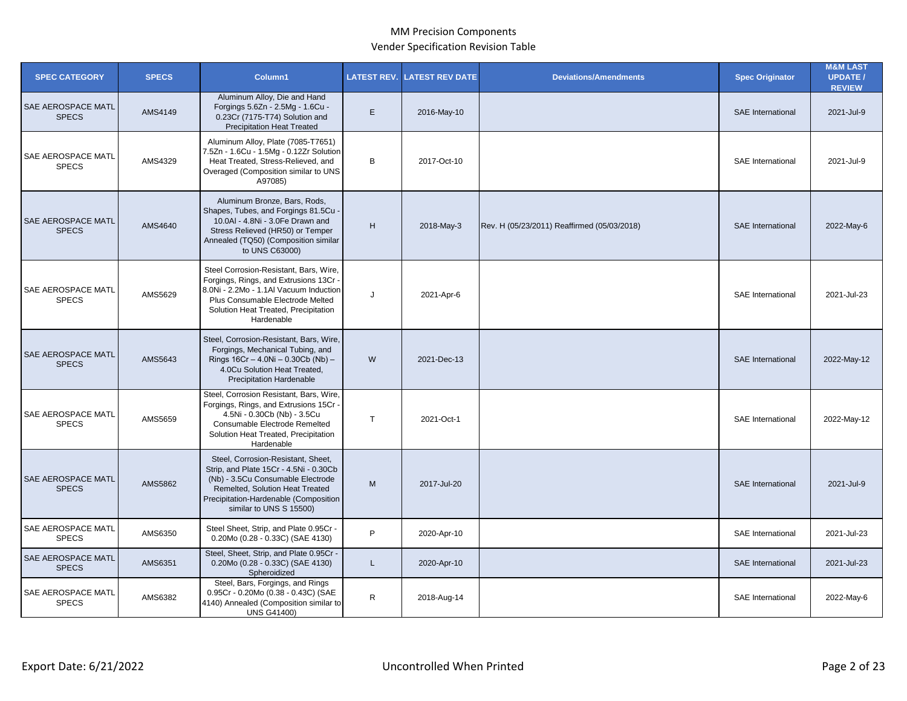MM Precision Components
Vender Specification Revision Table

| SPEC CATEGORY | SPECS | Column1 | LATEST REV. | LATEST REV DATE | Deviations/Amendments | Spec Originator | M&M LAST UPDATE / REVIEW |
|---|---|---|---|---|---|---|---|
| SAE AEROSPACE MATL SPECS | AMS4149 | Aluminum Alloy, Die and Hand Forgings 5.6Zn - 2.5Mg - 1.6Cu - 0.23Cr (7175-T74) Solution and Precipitation Heat Treated | E | 2016-May-10 | | SAE International | 2021-Jul-9 |
| SAE AEROSPACE MATL SPECS | AMS4329 | Aluminum Alloy, Plate (7085-T7651) 7.5Zn - 1.6Cu - 1.5Mg - 0.12Zr Solution Heat Treated, Stress-Relieved, and Overaged (Composition similar to UNS A97085) | B | 2017-Oct-10 | | SAE International | 2021-Jul-9 |
| SAE AEROSPACE MATL SPECS | AMS4640 | Aluminum Bronze, Bars, Rods, Shapes, Tubes, and Forgings 81.5Cu - 10.0Al - 4.8Ni - 3.0Fe Drawn and Stress Relieved (HR50) or Temper Annealed (TQ50) (Composition similar to UNS C63000) | H | 2018-May-3 | Rev. H (05/23/2011) Reaffirmed (05/03/2018) | SAE International | 2022-May-6 |
| SAE AEROSPACE MATL SPECS | AMS5629 | Steel Corrosion-Resistant, Bars, Wire, Forgings, Rings, and Extrusions 13Cr - 8.0Ni - 2.2Mo - 1.1Al Vacuum Induction Plus Consumable Electrode Melted Solution Heat Treated, Precipitation Hardenable | J | 2021-Apr-6 | | SAE International | 2021-Jul-23 |
| SAE AEROSPACE MATL SPECS | AMS5643 | Steel, Corrosion-Resistant, Bars, Wire, Forgings, Mechanical Tubing, and Rings 16Cr – 4.0Ni – 0.30Cb (Nb) – 4.0Cu Solution Heat Treated, Precipitation Hardenable | W | 2021-Dec-13 | | SAE International | 2022-May-12 |
| SAE AEROSPACE MATL SPECS | AMS5659 | Steel, Corrosion Resistant, Bars, Wire, Forgings, Rings, and Extrusions 15Cr - 4.5Ni - 0.30Cb (Nb) - 3.5Cu Consumable Electrode Remelted Solution Heat Treated, Precipitation Hardenable | T | 2021-Oct-1 | | SAE International | 2022-May-12 |
| SAE AEROSPACE MATL SPECS | AMS5862 | Steel, Corrosion-Resistant, Sheet, Strip, and Plate 15Cr - 4.5Ni - 0.30Cb (Nb) - 3.5Cu Consumable Electrode Remelted, Solution Heat Treated Precipitation-Hardenable (Composition similar to UNS S 15500) | M | 2017-Jul-20 | | SAE International | 2021-Jul-9 |
| SAE AEROSPACE MATL SPECS | AMS6350 | Steel Sheet, Strip, and Plate 0.95Cr - 0.20Mo (0.28 - 0.33C) (SAE 4130) | P | 2020-Apr-10 | | SAE International | 2021-Jul-23 |
| SAE AEROSPACE MATL SPECS | AMS6351 | Steel, Sheet, Strip, and Plate 0.95Cr - 0.20Mo (0.28 - 0.33C) (SAE 4130) Spheroidized | L | 2020-Apr-10 | | SAE International | 2021-Jul-23 |
| SAE AEROSPACE MATL SPECS | AMS6382 | Steel, Bars, Forgings, and Rings 0.95Cr - 0.20Mo (0.38 - 0.43C) (SAE 4140) Annealed (Composition similar to UNS G41400) | R | 2018-Aug-14 | | SAE International | 2022-May-6 |

Export Date: 6/21/2022 | Uncontrolled When Printed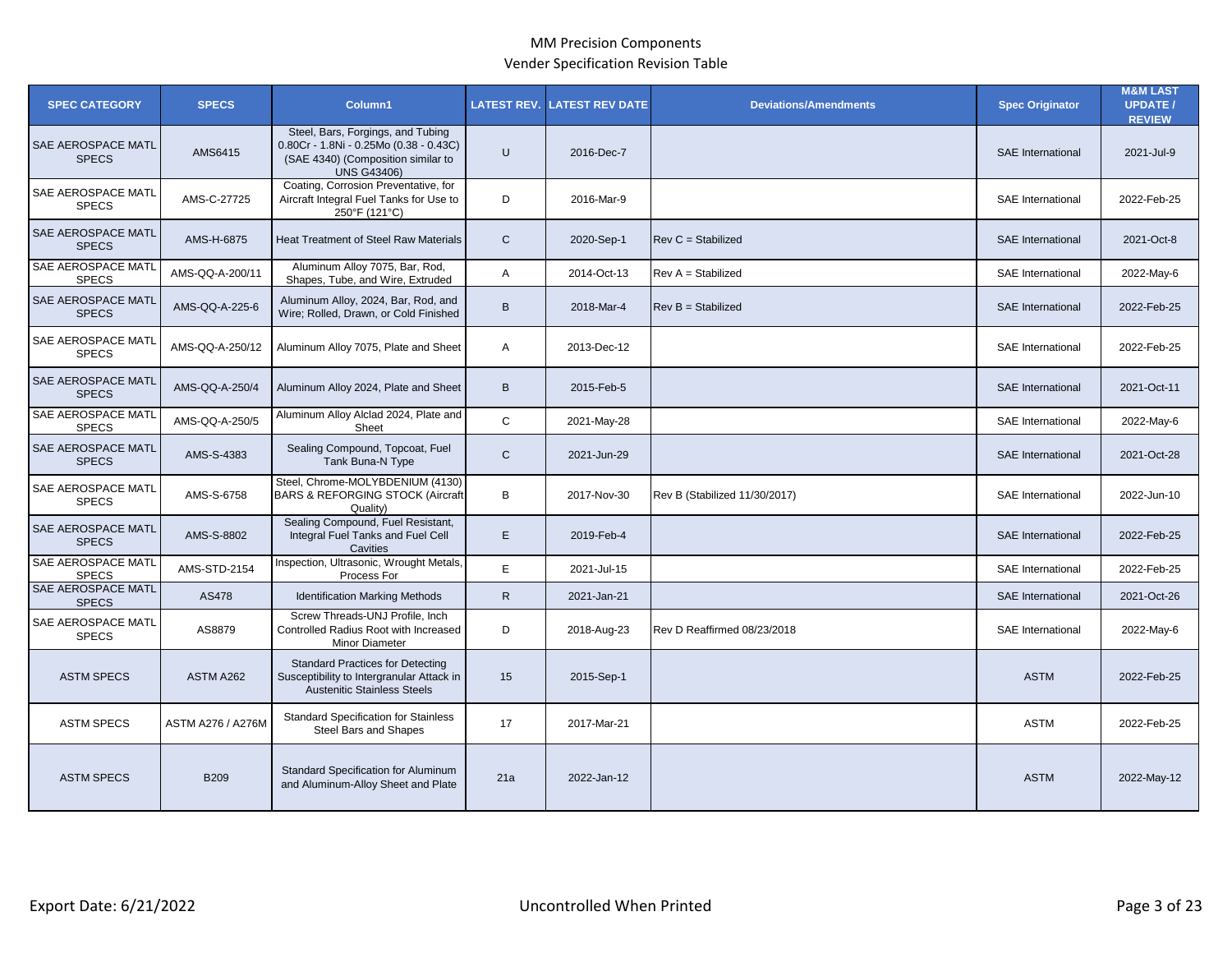MM Precision Components

Vender Specification Revision Table

| SPEC CATEGORY | SPECS | Column1 | LATEST REV. | LATEST REV DATE | Deviations/Amendments | Spec Originator | M&M LAST UPDATE / REVIEW |
|---|---|---|---|---|---|---|---|
| SAE AEROSPACE MATL SPECS | AMS6415 | Steel, Bars, Forgings, and Tubing 0.80Cr - 1.8Ni - 0.25Mo (0.38 - 0.43C) (SAE 4340) (Composition similar to UNS G43406) | U | 2016-Dec-7 | | SAE International | 2021-Jul-9 |
| SAE AEROSPACE MATL SPECS | AMS-C-27725 | Coating, Corrosion Preventative, for Aircraft Integral Fuel Tanks for Use to 250°F (121°C) | D | 2016-Mar-9 | | SAE International | 2022-Feb-25 |
| SAE AEROSPACE MATL SPECS | AMS-H-6875 | Heat Treatment of Steel Raw Materials | C | 2020-Sep-1 | Rev C = Stabilized | SAE International | 2021-Oct-8 |
| SAE AEROSPACE MATL SPECS | AMS-QQ-A-200/11 | Aluminum Alloy 7075, Bar, Rod, Shapes, Tube, and Wire, Extruded | A | 2014-Oct-13 | Rev A = Stabilized | SAE International | 2022-May-6 |
| SAE AEROSPACE MATL SPECS | AMS-QQ-A-225-6 | Aluminum Alloy, 2024, Bar, Rod, and Wire; Rolled, Drawn, or Cold Finished | B | 2018-Mar-4 | Rev B = Stabilized | SAE International | 2022-Feb-25 |
| SAE AEROSPACE MATL SPECS | AMS-QQ-A-250/12 | Aluminum Alloy 7075, Plate and Sheet | A | 2013-Dec-12 | | SAE International | 2022-Feb-25 |
| SAE AEROSPACE MATL SPECS | AMS-QQ-A-250/4 | Aluminum Alloy 2024, Plate and Sheet | B | 2015-Feb-5 | | SAE International | 2021-Oct-11 |
| SAE AEROSPACE MATL SPECS | AMS-QQ-A-250/5 | Aluminum Alloy Alclad 2024, Plate and Sheet | C | 2021-May-28 | | SAE International | 2022-May-6 |
| SAE AEROSPACE MATL SPECS | AMS-S-4383 | Sealing Compound, Topcoat, Fuel Tank Buna-N Type | C | 2021-Jun-29 | | SAE International | 2021-Oct-28 |
| SAE AEROSPACE MATL SPECS | AMS-S-6758 | Steel, Chrome-MOLYBDENIUM (4130) BARS & REFORGING STOCK (Aircraft Quality) | B | 2017-Nov-30 | Rev B (Stabilized 11/30/2017) | SAE International | 2022-Jun-10 |
| SAE AEROSPACE MATL SPECS | AMS-S-8802 | Sealing Compound, Fuel Resistant, Integral Fuel Tanks and Fuel Cell Cavities | E | 2019-Feb-4 | | SAE International | 2022-Feb-25 |
| SAE AEROSPACE MATL SPECS | AMS-STD-2154 | Inspection, Ultrasonic, Wrought Metals, Process For | E | 2021-Jul-15 | | SAE International | 2022-Feb-25 |
| SAE AEROSPACE MATL SPECS | AS478 | Identification Marking Methods | R | 2021-Jan-21 | | SAE International | 2021-Oct-26 |
| SAE AEROSPACE MATL SPECS | AS8879 | Screw Threads-UNJ Profile, Inch Controlled Radius Root with Increased Minor Diameter | D | 2018-Aug-23 | Rev D Reaffirmed 08/23/2018 | SAE International | 2022-May-6 |
| ASTM SPECS | ASTM A262 | Standard Practices for Detecting Susceptibility to Intergranular Attack in Austenitic Stainless Steels | 15 | 2015-Sep-1 | | ASTM | 2022-Feb-25 |
| ASTM SPECS | ASTM A276 / A276M | Standard Specification for Stainless Steel Bars and Shapes | 17 | 2017-Mar-21 | | ASTM | 2022-Feb-25 |
| ASTM SPECS | B209 | Standard Specification for Aluminum and Aluminum-Alloy Sheet and Plate | 21a | 2022-Jan-12 | | ASTM | 2022-May-12 |

Export Date: 6/21/2022

Uncontrolled When Printed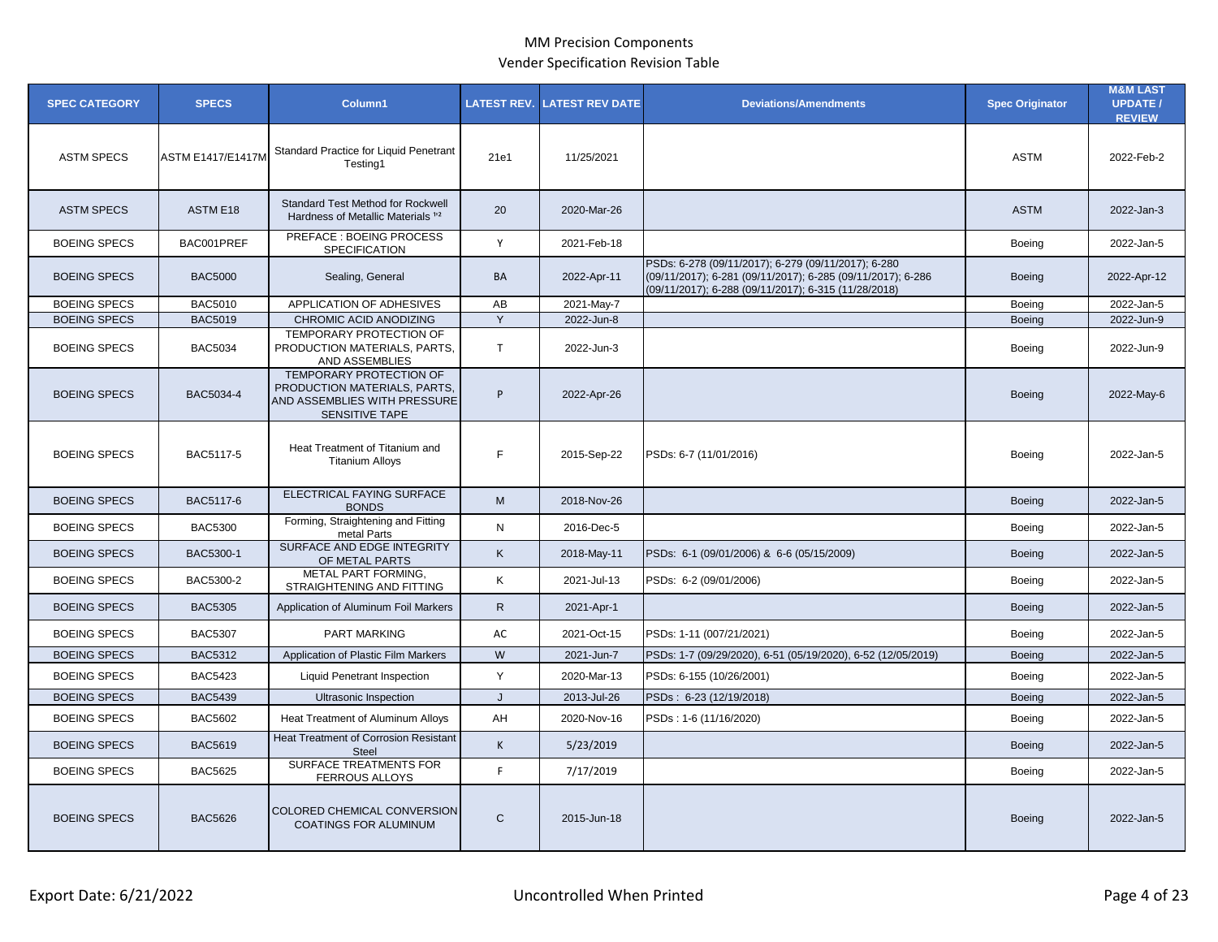# MM Precision Components

## Vender Specification Revision Table

| SPEC CATEGORY | SPECS | Column1 | LATEST REV. | LATEST REV DATE | Deviations/Amendments | Spec Originator | M&M LAST UPDATE / REVIEW |
|---|---|---|---|---|---|---|---|
| ASTM SPECS | ASTM E1417/E1417M | Standard Practice for Liquid Penetrant Testing1 | 21e1 | 11/25/2021 | | ASTM | 2022-Feb-2 |
| ASTM SPECS | ASTM E18 | Standard Test Method for Rockwell Hardness of Metallic Materials [1,2] | 20 | 2020-Mar-26 | | ASTM | 2022-Jan-3 |
| BOEING SPECS | BAC001PREF | PREFACE : BOEING PROCESS SPECIFICATION | Y | 2021-Feb-18 | | Boeing | 2022-Jan-5 |
| BOEING SPECS | BAC5000 | Sealing, General | BA | 2022-Apr-11 | PSDs: 6-278 (09/11/2017); 6-279 (09/11/2017); 6-280 (09/11/2017); 6-281 (09/11/2017); 6-285 (09/11/2017); 6-286 (09/11/2017); 6-288 (09/11/2017); 6-315 (11/28/2018) | Boeing | 2022-Apr-12 |
| BOEING SPECS | BAC5010 | APPLICATION OF ADHESIVES | AB | 2021-May-7 | | Boeing | 2022-Jan-5 |
| BOEING SPECS | BAC5019 | CHROMIC ACID ANODIZING | Y | 2022-Jun-8 | | Boeing | 2022-Jun-9 |
| BOEING SPECS | BAC5034 | TEMPORARY PROTECTION OF PRODUCTION MATERIALS, PARTS, AND ASSEMBLIES | T | 2022-Jun-3 | | Boeing | 2022-Jun-9 |
| BOEING SPECS | BAC5034-4 | TEMPORARY PROTECTION OF PRODUCTION MATERIALS, PARTS, AND ASSEMBLIES WITH PRESSURE SENSITIVE TAPE | P | 2022-Apr-26 | | Boeing | 2022-May-6 |
| BOEING SPECS | BAC5117-5 | Heat Treatment of Titanium and Titanium Alloys | F | 2015-Sep-22 | PSDs: 6-7 (11/01/2016) | Boeing | 2022-Jan-5 |
| BOEING SPECS | BAC5117-6 | ELECTRICAL FAYING SURFACE BONDS | M | 2018-Nov-26 | | Boeing | 2022-Jan-5 |
| BOEING SPECS | BAC5300 | Forming, Straightening and Fitting metal Parts | N | 2016-Dec-5 | | Boeing | 2022-Jan-5 |
| BOEING SPECS | BAC5300-1 | SURFACE AND EDGE INTEGRITY OF METAL PARTS | K | 2018-May-11 | PSDs: 6-1 (09/01/2006) & 6-6 (05/15/2009) | Boeing | 2022-Jan-5 |
| BOEING SPECS | BAC5300-2 | METAL PART FORMING, STRAIGHTENING AND FITTING | K | 2021-Jul-13 | PSDs: 6-2 (09/01/2006) | Boeing | 2022-Jan-5 |
| BOEING SPECS | BAC5305 | Application of Aluminum Foil Markers | R | 2021-Apr-1 | | Boeing | 2022-Jan-5 |
| BOEING SPECS | BAC5307 | PART MARKING | AC | 2021-Oct-15 | PSDs: 1-11 (007/21/2021) | Boeing | 2022-Jan-5 |
| BOEING SPECS | BAC5312 | Application of Plastic Film Markers | W | 2021-Jun-7 | PSDs: 1-7 (09/29/2020), 6-51 (05/19/2020), 6-52 (12/05/2019) | Boeing | 2022-Jan-5 |
| BOEING SPECS | BAC5423 | Liquid Penetrant Inspection | Y | 2020-Mar-13 | PSDs: 6-155 (10/26/2001) | Boeing | 2022-Jan-5 |
| BOEING SPECS | BAC5439 | Ultrasonic Inspection | J | 2013-Jul-26 | PSDs : 6-23 (12/19/2018) | Boeing | 2022-Jan-5 |
| BOEING SPECS | BAC5602 | Heat Treatment of Aluminum Alloys | AH | 2020-Nov-16 | PSDs : 1-6 (11/16/2020) | Boeing | 2022-Jan-5 |
| BOEING SPECS | BAC5619 | Heat Treatment of Corrosion Resistant Steel | K | 5/23/2019 | | Boeing | 2022-Jan-5 |
| BOEING SPECS | BAC5625 | SURFACE TREATMENTS FOR FERROUS ALLOYS | F | 7/17/2019 | | Boeing | 2022-Jan-5 |
| BOEING SPECS | BAC5626 | COLORED CHEMICAL CONVERSION COATINGS FOR ALUMINUM | C | 2015-Jun-18 | | Boeing | 2022-Jan-5 |

Export Date: 6/21/2022

Uncontrolled When Printed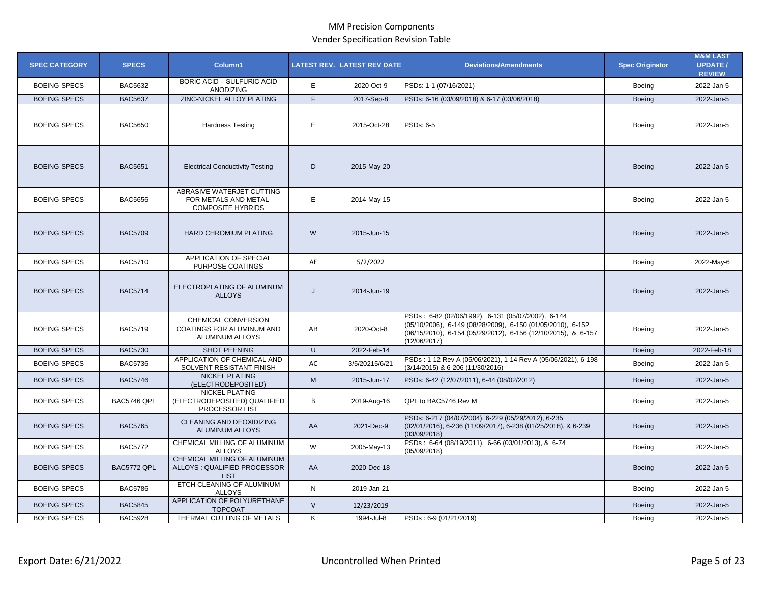# MM Precision Components

## Vender Specification Revision Table

| SPEC CATEGORY | SPECS | Column1 | LATEST REV. | LATEST REV DATE | Deviations/Amendments | Spec Originator | M&M LAST UPDATE / REVIEW |
|---|---|---|---|---|---|---|---|
| BOEING SPECS | BAC5632 | BORIC ACID – SULFURIC ACID ANODIZING | E | 2020-Oct-9 | PSDs: 1-1 (07/16/2021) | Boeing | 2022-Jan-5 |
| BOEING SPECS | BAC5637 | ZINC-NICKEL ALLOY PLATING | F | 2017-Sep-8 | PSDs: 6-16 (03/09/2018) & 6-17 (03/06/2018) | Boeing | 2022-Jan-5 |
| BOEING SPECS | BAC5650 | Hardness Testing | E | 2015-Oct-28 | PSDs: 6-5 | Boeing | 2022-Jan-5 |
| BOEING SPECS | BAC5651 | Electrical Conductivity Testing | D | 2015-May-20 | | Boeing | 2022-Jan-5 |
| BOEING SPECS | BAC5656 | ABRASIVE WATERJET CUTTING FOR METALS AND METAL-COMPOSITE HYBRIDS | E | 2014-May-15 | | Boeing | 2022-Jan-5 |
| BOEING SPECS | BAC5709 | HARD CHROMIUM PLATING | W | 2015-Jun-15 | | Boeing | 2022-Jan-5 |
| BOEING SPECS | BAC5710 | APPLICATION OF SPECIAL PURPOSE COATINGS | AE | 5/2/2022 | | Boeing | 2022-May-6 |
| BOEING SPECS | BAC5714 | ELECTROPLATING OF ALUMINUM ALLOYS | J | 2014-Jun-19 | | Boeing | 2022-Jan-5 |
| BOEING SPECS | BAC5719 | CHEMICAL CONVERSION COATINGS FOR ALUMINUM AND ALUMINUM ALLOYS | AB | 2020-Oct-8 | PSDs : 6-82 (02/06/1992), 6-131 (05/07/2002), 6-144 (05/10/2006), 6-149 (08/28/2009), 6-150 (01/05/2010), 6-152 (06/15/2010), 6-154 (05/29/2012), 6-156 (12/10/2015), & 6-157 (12/06/2017) | Boeing | 2022-Jan-5 |
| BOEING SPECS | BAC5730 | SHOT PEENING | U | 2022-Feb-14 | | Boeing | 2022-Feb-18 |
| BOEING SPECS | BAC5736 | APPLICATION OF CHEMICAL AND SOLVENT RESISTANT FINISH | AC | 3/5/20215/6/21 | PSDs : 1-12 Rev A (05/06/2021), 1-14 Rev A (05/06/2021), 6-198 (3/14/2015) & 6-206 (11/30/2016) | Boeing | 2022-Jan-5 |
| BOEING SPECS | BAC5746 | NICKEL PLATING (ELECTRODEPOSITED) | M | 2015-Jun-17 | PSDs: 6-42 (12/07/2011), 6-44 (08/02/2012) | Boeing | 2022-Jan-5 |
| BOEING SPECS | BAC5746 QPL | NICKEL PLATING (ELECTRODEPOSITED) QUALIFIED PROCESSOR LIST | B | 2019-Aug-16 | QPL to BAC5746 Rev M | Boeing | 2022-Jan-5 |
| BOEING SPECS | BAC5765 | CLEANING AND DEOXIDIZING ALUMINUM ALLOYS | AA | 2021-Dec-9 | PSDs: 6-217 (04/07/2004), 6-229 (05/29/2012), 6-235 (02/01/2016), 6-236 (11/09/2017), 6-238 (01/25/2018), & 6-239 (03/09/2018) | Boeing | 2022-Jan-5 |
| BOEING SPECS | BAC5772 | CHEMICAL MILLING OF ALUMINUM ALLOYS | W | 2005-May-13 | PSDs : 6-64 (08/19/2011). 6-66 (03/01/2013), & 6-74 (05/09/2018) | Boeing | 2022-Jan-5 |
| BOEING SPECS | BAC5772 QPL | CHEMICAL MILLING OF ALUMINUM ALLOYS : QUALIFIED PROCESSOR LIST | AA | 2020-Dec-18 | | Boeing | 2022-Jan-5 |
| BOEING SPECS | BAC5786 | ETCH CLEANING OF ALUMINUM ALLOYS | N | 2019-Jan-21 | | Boeing | 2022-Jan-5 |
| BOEING SPECS | BAC5845 | APPLICATION OF POLYURETHANE TOPCOAT | V | 12/23/2019 | | Boeing | 2022-Jan-5 |
| BOEING SPECS | BAC5928 | THERMAL CUTTING OF METALS | K | 1994-Jul-8 | PSDs : 6-9 (01/21/2019) | Boeing | 2022-Jan-5 |

Export Date: 6/21/2022 | Uncontrolled When Printed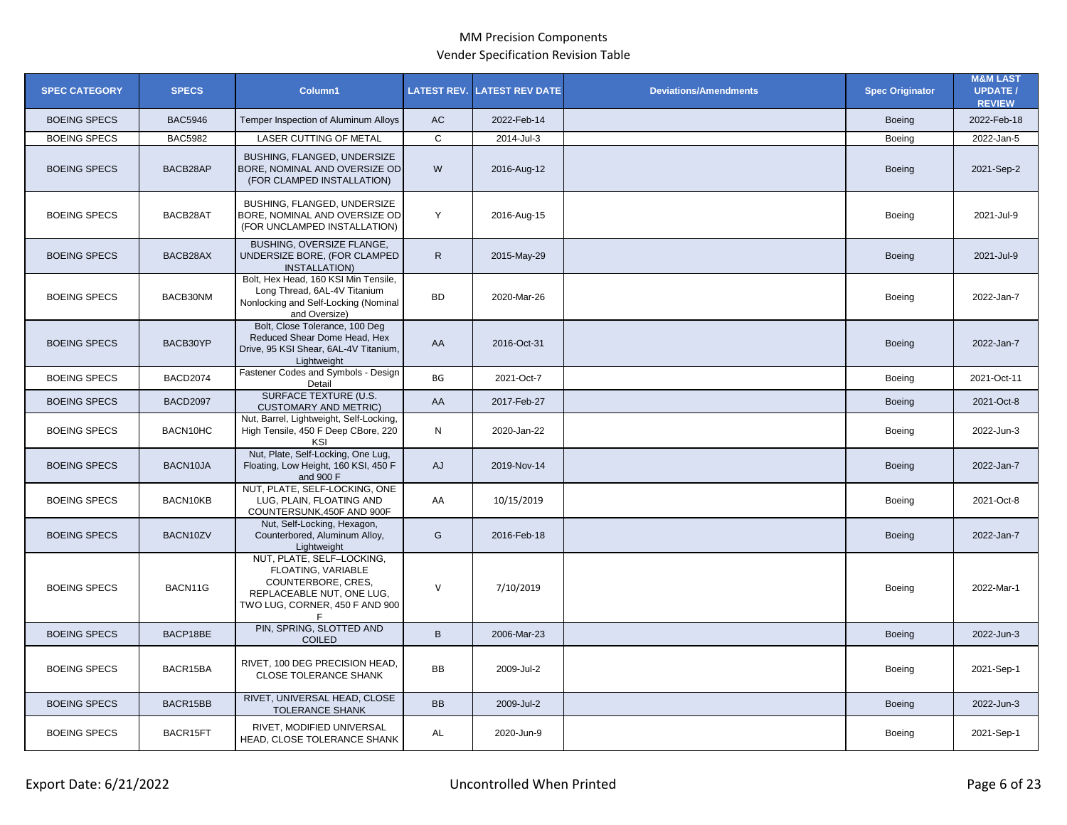MM Precision Components

Vender Specification Revision Table

| SPEC CATEGORY | SPECS | Column1 | LATEST REV. | LATEST REV DATE | Deviations/Amendments | Spec Originator | M&M LAST UPDATE / REVIEW |
|---|---|---|---|---|---|---|---|
| BOEING SPECS | BAC5946 | Temper Inspection of Aluminum Alloys | AC | 2022-Feb-14 | | Boeing | 2022-Feb-18 |
| BOEING SPECS | BAC5982 | LASER CUTTING OF METAL | C | 2014-Jul-3 | | Boeing | 2022-Jan-5 |
| BOEING SPECS | BACB28AP | BUSHING, FLANGED, UNDERSIZE BORE, NOMINAL AND OVERSIZE OD (FOR CLAMPED INSTALLATION) | W | 2016-Aug-12 | | Boeing | 2021-Sep-2 |
| BOEING SPECS | BACB28AT | BUSHING, FLANGED, UNDERSIZE BORE, NOMINAL AND OVERSIZE OD (FOR UNCLAMPED INSTALLATION) | Y | 2016-Aug-15 | | Boeing | 2021-Jul-9 |
| BOEING SPECS | BACB28AX | BUSHING, OVERSIZE FLANGE, UNDERSIZE BORE, (FOR CLAMPED INSTALLATION) | R | 2015-May-29 | | Boeing | 2021-Jul-9 |
| BOEING SPECS | BACB30NM | Bolt, Hex Head, 160 KSI Min Tensile, Long Thread, 6AL-4V Titanium Nonlocking and Self-Locking (Nominal and Oversize) | BD | 2020-Mar-26 | | Boeing | 2022-Jan-7 |
| BOEING SPECS | BACB30YP | Bolt, Close Tolerance, 100 Deg Reduced Shear Dome Head, Hex Drive, 95 KSI Shear, 6AL-4V Titanium, Lightweight | AA | 2016-Oct-31 | | Boeing | 2022-Jan-7 |
| BOEING SPECS | BACD2074 | Fastener Codes and Symbols - Design Detail | BG | 2021-Oct-7 | | Boeing | 2021-Oct-11 |
| BOEING SPECS | BACD2097 | SURFACE TEXTURE (U.S. CUSTOMARY AND METRIC) | AA | 2017-Feb-27 | | Boeing | 2021-Oct-8 |
| BOEING SPECS | BACN10HC | Nut, Barrel, Lightweight, Self-Locking, High Tensile, 450 F Deep CBore, 220 KSI | N | 2020-Jan-22 | | Boeing | 2022-Jun-3 |
| BOEING SPECS | BACN10JA | Nut, Plate, Self-Locking, One Lug, Floating, Low Height, 160 KSI, 450 F and 900 F | AJ | 2019-Nov-14 | | Boeing | 2022-Jan-7 |
| BOEING SPECS | BACN10KB | NUT, PLATE, SELF-LOCKING, ONE LUG, PLAIN, FLOATING AND COUNTERSUNK,450F AND 900F | AA | 10/15/2019 | | Boeing | 2021-Oct-8 |
| BOEING SPECS | BACN10ZV | Nut, Self-Locking, Hexagon, Counterbored, Aluminum Alloy, Lightweight | G | 2016-Feb-18 | | Boeing | 2022-Jan-7 |
| BOEING SPECS | BACN11G | NUT, PLATE, SELF–LOCKING, FLOATING, VARIABLE COUNTERBORE, CRES, REPLACEABLE NUT, ONE LUG, TWO LUG, CORNER, 450 F AND 900 F | V | 7/10/2019 | | Boeing | 2022-Mar-1 |
| BOEING SPECS | BACP18BE | PIN, SPRING, SLOTTED AND COILED | B | 2006-Mar-23 | | Boeing | 2022-Jun-3 |
| BOEING SPECS | BACR15BA | RIVET, 100 DEG PRECISION HEAD, CLOSE TOLERANCE SHANK | BB | 2009-Jul-2 | | Boeing | 2021-Sep-1 |
| BOEING SPECS | BACR15BB | RIVET, UNIVERSAL HEAD, CLOSE TOLERANCE SHANK | BB | 2009-Jul-2 | | Boeing | 2022-Jun-3 |
| BOEING SPECS | BACR15FT | RIVET, MODIFIED UNIVERSAL HEAD, CLOSE TOLERANCE SHANK | AL | 2020-Jun-9 | | Boeing | 2021-Sep-1 |

Export Date: 6/21/2022

Uncontrolled When Printed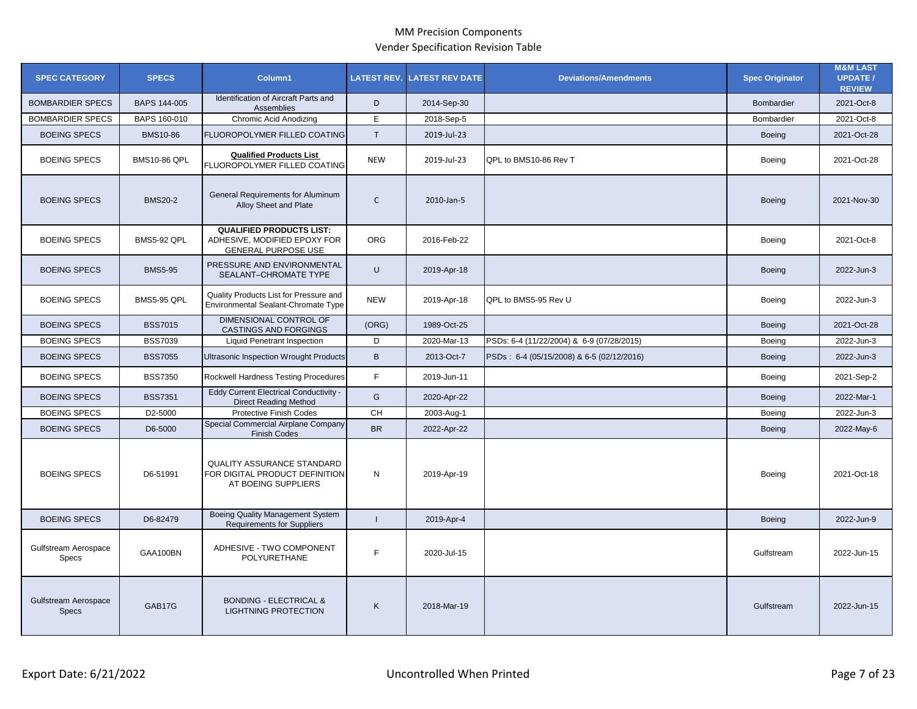MM Precision Components

Vender Specification Revision Table

| SPEC CATEGORY | SPECS | Column1 | LATEST REV. | LATEST REV DATE | Deviations/Amendments | Spec Originator | M&M LAST UPDATE / REVIEW |
|---|---|---|---|---|---|---|---|
| BOMBARDIER SPECS | BAPS 144-005 | Identification of Aircraft Parts and Assemblies | D | 2014-Sep-30 | | Bombardier | 2021-Oct-8 |
| BOMBARDIER SPECS | BAPS 160-010 | Chromic Acid Anodizing | E | 2018-Sep-5 | | Bombardier | 2021-Oct-8 |
| BOEING SPECS | BMS10-86 | FLUOROPOLYMER FILLED COATING | T | 2019-Jul-23 | | Boeing | 2021-Oct-28 |
| BOEING SPECS | BMS10-86 QPL | **Qualified Products List** FLUOROPOLYMER FILLED COATING | NEW | 2019-Jul-23 | QPL to BMS10-86 Rev T | Boeing | 2021-Oct-28 |
| BOEING SPECS | BMS20-2 | General Requirements for Aluminum Alloy Sheet and Plate | C | 2010-Jan-5 | | Boeing | 2021-Nov-30 |
| BOEING SPECS | BMS5-92 QPL | **QUALIFIED PRODUCTS LIST:** ADHESIVE, MODIFIED EPOXY FOR GENERAL PURPOSE USE | ORG | 2016-Feb-22 | | Boeing | 2021-Oct-8 |
| BOEING SPECS | BMS5-95 | PRESSURE AND ENVIRONMENTAL SEALANT–CHROMATE TYPE | U | 2019-Apr-18 | | Boeing | 2022-Jun-3 |
| BOEING SPECS | BMS5-95 QPL | Quality Products List for Pressure and Environmental Sealant-Chromate Type | NEW | 2019-Apr-18 | QPL to BMS5-95 Rev U | Boeing | 2022-Jun-3 |
| BOEING SPECS | BSS7015 | DIMENSIONAL CONTROL OF CASTINGS AND FORGINGS | (ORG) | 1989-Oct-25 | | Boeing | 2021-Oct-28 |
| BOEING SPECS | BSS7039 | Liquid Penetrant Inspection | D | 2020-Mar-13 | PSDs: 6-4 (11/22/2004) & 6-9 (07/28/2015) | Boeing | 2022-Jun-3 |
| BOEING SPECS | BSS7055 | Ultrasonic Inspection Wrought Products | B | 2013-Oct-7 | PSDs : 6-4 (05/15/2008) & 6-5 (02/12/2016) | Boeing | 2022-Jun-3 |
| BOEING SPECS | BSS7350 | Rockwell Hardness Testing Procedures | F | 2019-Jun-11 | | Boeing | 2021-Sep-2 |
| BOEING SPECS | BSS7351 | Eddy Current Electrical Conductivity - Direct Reading Method | G | 2020-Apr-22 | | Boeing | 2022-Mar-1 |
| BOEING SPECS | D2-5000 | Protective Finish Codes | CH | 2003-Aug-1 | | Boeing | 2022-Jun-3 |
| BOEING SPECS | D6-5000 | Special Commercial Airplane Company Finish Codes | BR | 2022-Apr-22 | | Boeing | 2022-May-6 |
| BOEING SPECS | D6-51991 | QUALITY ASSURANCE STANDARD FOR DIGITAL PRODUCT DEFINITION AT BOEING SUPPLIERS | N | 2019-Apr-19 | | Boeing | 2021-Oct-18 |
| BOEING SPECS | D6-82479 | Boeing Quality Management System Requirements for Suppliers | I | 2019-Apr-4 | | Boeing | 2022-Jun-9 |
| Gulfstream Aerospace Specs | GAA100BN | ADHESIVE - TWO COMPONENT POLYURETHANE | F | 2020-Jul-15 | | Gulfstream | 2022-Jun-15 |
| Gulfstream Aerospace Specs | GAB17G | BONDING - ELECTRICAL & LIGHTNING PROTECTION | K | 2018-Mar-19 | | Gulfstream | 2022-Jun-15 |

Export Date: 6/21/2022 Uncontrolled When Printed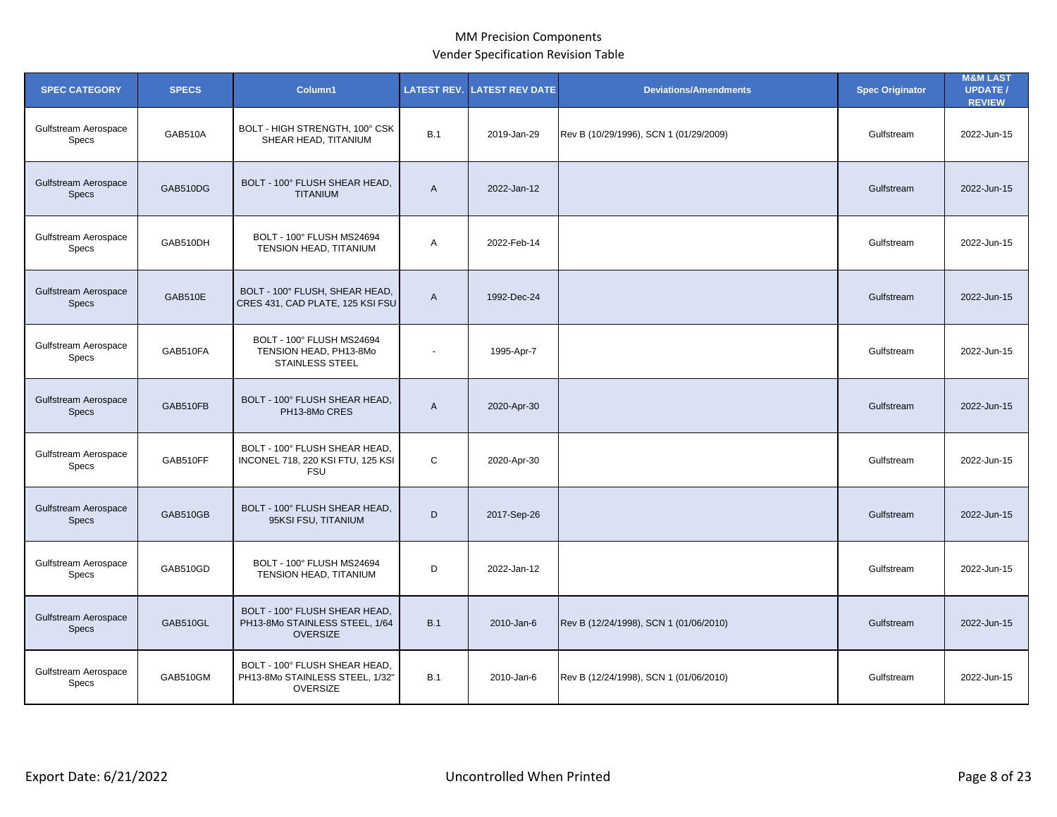MM Precision Components
Vender Specification Revision Table

| SPEC CATEGORY | SPECS | Column1 | LATEST REV. | LATEST REV DATE | Deviations/Amendments | Spec Originator | M&M LAST UPDATE / REVIEW |
|---|---|---|---|---|---|---|---|
| Gulfstream Aerospace Specs | GAB510A | BOLT - HIGH STRENGTH, 100° CSK SHEAR HEAD, TITANIUM | B.1 | 2019-Jan-29 | Rev B (10/29/1996), SCN 1 (01/29/2009) | Gulfstream | 2022-Jun-15 |
| Gulfstream Aerospace Specs | GAB510DG | BOLT - 100° FLUSH SHEAR HEAD, TITANIUM | A | 2022-Jan-12 | | Gulfstream | 2022-Jun-15 |
| Gulfstream Aerospace Specs | GAB510DH | BOLT - 100° FLUSH MS24694 TENSION HEAD, TITANIUM | A | 2022-Feb-14 | | Gulfstream | 2022-Jun-15 |
| Gulfstream Aerospace Specs | GAB510E | BOLT - 100° FLUSH, SHEAR HEAD, CRES 431, CAD PLATE, 125 KSI FSU | A | 1992-Dec-24 | | Gulfstream | 2022-Jun-15 |
| Gulfstream Aerospace Specs | GAB510FA | BOLT - 100° FLUSH MS24694 TENSION HEAD, PH13-8Mo STAINLESS STEEL | - | 1995-Apr-7 | | Gulfstream | 2022-Jun-15 |
| Gulfstream Aerospace Specs | GAB510FB | BOLT - 100° FLUSH SHEAR HEAD, PH13-8Mo CRES | A | 2020-Apr-30 | | Gulfstream | 2022-Jun-15 |
| Gulfstream Aerospace Specs | GAB510FF | BOLT - 100° FLUSH SHEAR HEAD, INCONEL 718, 220 KSI FTU, 125 KSI FSU | C | 2020-Apr-30 | | Gulfstream | 2022-Jun-15 |
| Gulfstream Aerospace Specs | GAB510GB | BOLT - 100° FLUSH SHEAR HEAD, 95KSI FSU, TITANIUM | D | 2017-Sep-26 | | Gulfstream | 2022-Jun-15 |
| Gulfstream Aerospace Specs | GAB510GD | BOLT - 100° FLUSH MS24694 TENSION HEAD, TITANIUM | D | 2022-Jan-12 | | Gulfstream | 2022-Jun-15 |
| Gulfstream Aerospace Specs | GAB510GL | BOLT - 100° FLUSH SHEAR HEAD, PH13-8Mo STAINLESS STEEL, 1/64 OVERSIZE | B.1 | 2010-Jan-6 | Rev B (12/24/1998), SCN 1 (01/06/2010) | Gulfstream | 2022-Jun-15 |
| Gulfstream Aerospace Specs | GAB510GM | BOLT - 100° FLUSH SHEAR HEAD, PH13-8Mo STAINLESS STEEL, 1/32" OVERSIZE | B.1 | 2010-Jan-6 | Rev B (12/24/1998), SCN 1 (01/06/2010) | Gulfstream | 2022-Jun-15 |

Export Date: 6/21/2022 Uncontrolled When Printed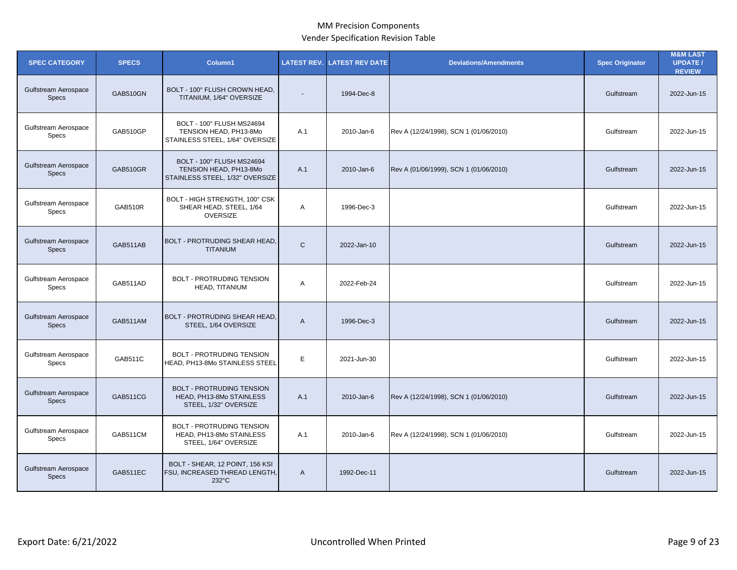# MM Precision Components
## Vender Specification Revision Table

| SPEC CATEGORY | SPECS | Column1 | LATEST REV. | LATEST REV DATE | Deviations/Amendments | Spec Originator | M&M LAST UPDATE / REVIEW |
|---|---|---|---|---|---|---|---|
| Gulfstream Aerospace Specs | GAB510GN | BOLT - 100° FLUSH CROWN HEAD, TITANIUM, 1/64" OVERSIZE | - | 1994-Dec-8 | | Gulfstream | 2022-Jun-15 |
| Gulfstream Aerospace Specs | GAB510GP | BOLT - 100° FLUSH MS24694 TENSION HEAD, PH13-8Mo STAINLESS STEEL, 1/64" OVERSIZE | A.1 | 2010-Jan-6 | Rev A (12/24/1998), SCN 1 (01/06/2010) | Gulfstream | 2022-Jun-15 |
| Gulfstream Aerospace Specs | GAB510GR | BOLT - 100° FLUSH MS24694 TENSION HEAD, PH13-8Mo STAINLESS STEEL, 1/32" OVERSIZE | A.1 | 2010-Jan-6 | Rev A (01/06/1999), SCN 1 (01/06/2010) | Gulfstream | 2022-Jun-15 |
| Gulfstream Aerospace Specs | GAB510R | BOLT - HIGH STRENGTH, 100° CSK SHEAR HEAD, STEEL, 1/64 OVERSIZE | A | 1996-Dec-3 | | Gulfstream | 2022-Jun-15 |
| Gulfstream Aerospace Specs | GAB511AB | BOLT - PROTRUDING SHEAR HEAD, TITANIUM | C | 2022-Jan-10 | | Gulfstream | 2022-Jun-15 |
| Gulfstream Aerospace Specs | GAB511AD | BOLT - PROTRUDING TENSION HEAD, TITANIUM | A | 2022-Feb-24 | | Gulfstream | 2022-Jun-15 |
| Gulfstream Aerospace Specs | GAB511AM | BOLT - PROTRUDING SHEAR HEAD, STEEL, 1/64 OVERSIZE | A | 1996-Dec-3 | | Gulfstream | 2022-Jun-15 |
| Gulfstream Aerospace Specs | GAB511C | BOLT - PROTRUDING TENSION HEAD, PH13-8Mo STAINLESS STEEL | E | 2021-Jun-30 | | Gulfstream | 2022-Jun-15 |
| Gulfstream Aerospace Specs | GAB511CG | BOLT - PROTRUDING TENSION HEAD, PH13-8Mo STAINLESS STEEL, 1/32" OVERSIZE | A.1 | 2010-Jan-6 | Rev A (12/24/1998), SCN 1 (01/06/2010) | Gulfstream | 2022-Jun-15 |
| Gulfstream Aerospace Specs | GAB511CM | BOLT - PROTRUDING TENSION HEAD, PH13-8Mo STAINLESS STEEL, 1/64" OVERSIZE | A.1 | 2010-Jan-6 | Rev A (12/24/1998), SCN 1 (01/06/2010) | Gulfstream | 2022-Jun-15 |
| Gulfstream Aerospace Specs | GAB511EC | BOLT - SHEAR, 12 POINT, 156 KSI FSU, INCREASED THREAD LENGTH, 232°C | A | 1992-Dec-11 | | Gulfstream | 2022-Jun-15 |

Export Date: 6/21/2022 Uncontrolled When Printed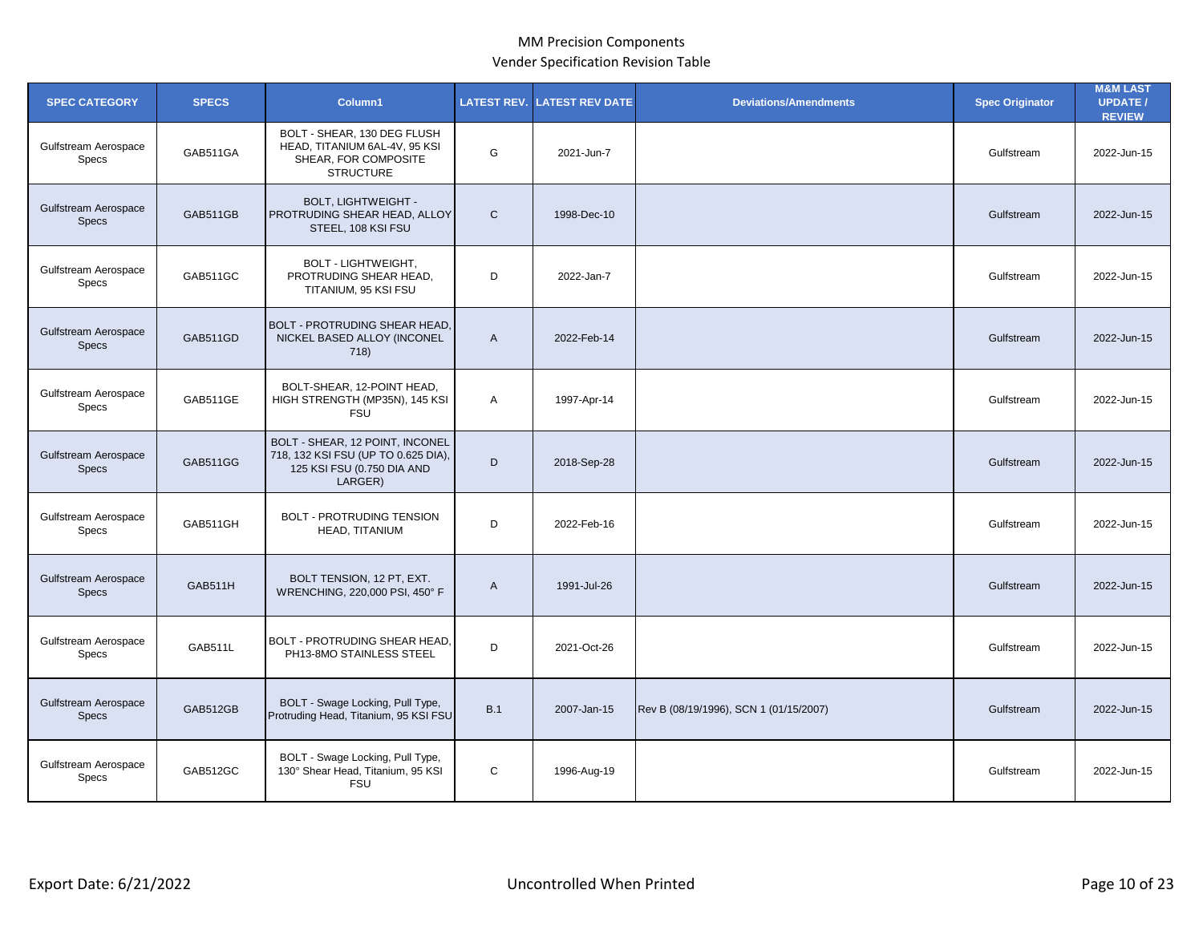MM Precision Components

Vender Specification Revision Table

| SPEC CATEGORY | SPECS | Column1 | LATEST REV. | LATEST REV DATE | Deviations/Amendments | Spec Originator | M&M LAST UPDATE / REVIEW |
|---|---|---|---|---|---|---|---|
| Gulfstream Aerospace Specs | GAB511GA | BOLT - SHEAR, 130 DEG FLUSH HEAD, TITANIUM 6AL-4V, 95 KSI SHEAR, FOR COMPOSITE STRUCTURE | G | 2021-Jun-7 | | Gulfstream | 2022-Jun-15 |
| Gulfstream Aerospace Specs | GAB511GB | BOLT, LIGHTWEIGHT - PROTRUDING SHEAR HEAD, ALLOY STEEL, 108 KSI FSU | C | 1998-Dec-10 | | Gulfstream | 2022-Jun-15 |
| Gulfstream Aerospace Specs | GAB511GC | BOLT - LIGHTWEIGHT, PROTRUDING SHEAR HEAD, TITANIUM, 95 KSI FSU | D | 2022-Jan-7 | | Gulfstream | 2022-Jun-15 |
| Gulfstream Aerospace Specs | GAB511GD | BOLT - PROTRUDING SHEAR HEAD, NICKEL BASED ALLOY (INCONEL 718) | A | 2022-Feb-14 | | Gulfstream | 2022-Jun-15 |
| Gulfstream Aerospace Specs | GAB511GE | BOLT-SHEAR, 12-POINT HEAD, HIGH STRENGTH (MP35N), 145 KSI FSU | A | 1997-Apr-14 | | Gulfstream | 2022-Jun-15 |
| Gulfstream Aerospace Specs | GAB511GG | BOLT - SHEAR, 12 POINT, INCONEL 718, 132 KSI FSU (UP TO 0.625 DIA), 125 KSI FSU (0.750 DIA AND LARGER) | D | 2018-Sep-28 | | Gulfstream | 2022-Jun-15 |
| Gulfstream Aerospace Specs | GAB511GH | BOLT - PROTRUDING TENSION HEAD, TITANIUM | D | 2022-Feb-16 | | Gulfstream | 2022-Jun-15 |
| Gulfstream Aerospace Specs | GAB511H | BOLT TENSION, 12 PT, EXT. WRENCHING, 220,000 PSI, 450° F | A | 1991-Jul-26 | | Gulfstream | 2022-Jun-15 |
| Gulfstream Aerospace Specs | GAB511L | BOLT - PROTRUDING SHEAR HEAD, PH13-8MO STAINLESS STEEL | D | 2021-Oct-26 | | Gulfstream | 2022-Jun-15 |
| Gulfstream Aerospace Specs | GAB512GB | BOLT - Swage Locking, Pull Type, Protruding Head, Titanium, 95 KSI FSU | B.1 | 2007-Jan-15 | Rev B (08/19/1996), SCN 1 (01/15/2007) | Gulfstream | 2022-Jun-15 |
| Gulfstream Aerospace Specs | GAB512GC | BOLT - Swage Locking, Pull Type, 130° Shear Head, Titanium, 95 KSI FSU | C | 1996-Aug-19 | | Gulfstream | 2022-Jun-15 |

Export Date: 6/21/2022

Uncontrolled When Printed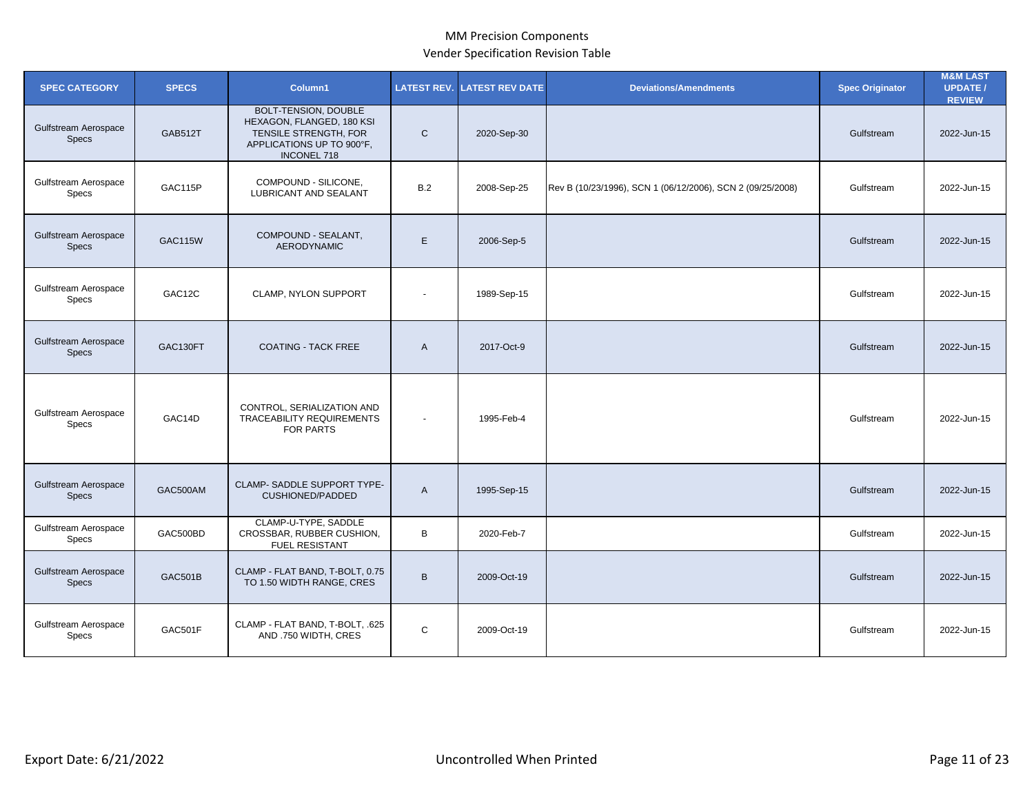MM Precision Components
Vender Specification Revision Table

| SPEC CATEGORY | SPECS | Column1 | LATEST REV. | LATEST REV DATE | Deviations/Amendments | Spec Originator | M&M LAST UPDATE / REVIEW |
|---|---|---|---|---|---|---|---|
| Gulfstream Aerospace Specs | GAB512T | BOLT-TENSION, DOUBLE HEXAGON, FLANGED, 180 KSI TENSILE STRENGTH, FOR APPLICATIONS UP TO 900°F, INCONEL 718 | C | 2020-Sep-30 | | Gulfstream | 2022-Jun-15 |
| Gulfstream Aerospace Specs | GAC115P | COMPOUND - SILICONE, LUBRICANT AND SEALANT | B.2 | 2008-Sep-25 | Rev B (10/23/1996), SCN 1 (06/12/2006), SCN 2 (09/25/2008) | Gulfstream | 2022-Jun-15 |
| Gulfstream Aerospace Specs | GAC115W | COMPOUND - SEALANT, AERODYNAMIC | E | 2006-Sep-5 | | Gulfstream | 2022-Jun-15 |
| Gulfstream Aerospace Specs | GAC12C | CLAMP, NYLON SUPPORT | - | 1989-Sep-15 | | Gulfstream | 2022-Jun-15 |
| Gulfstream Aerospace Specs | GAC130FT | COATING - TACK FREE | A | 2017-Oct-9 | | Gulfstream | 2022-Jun-15 |
| Gulfstream Aerospace Specs | GAC14D | CONTROL, SERIALIZATION AND TRACEABILITY REQUIREMENTS FOR PARTS | - | 1995-Feb-4 | | Gulfstream | 2022-Jun-15 |
| Gulfstream Aerospace Specs | GAC500AM | CLAMP- SADDLE SUPPORT TYPE-CUSHIONED/PADDED | A | 1995-Sep-15 | | Gulfstream | 2022-Jun-15 |
| Gulfstream Aerospace Specs | GAC500BD | CLAMP-U-TYPE, SADDLE CROSSBAR, RUBBER CUSHION, FUEL RESISTANT | B | 2020-Feb-7 | | Gulfstream | 2022-Jun-15 |
| Gulfstream Aerospace Specs | GAC501B | CLAMP - FLAT BAND, T-BOLT, 0.75 TO 1.50 WIDTH RANGE, CRES | B | 2009-Oct-19 | | Gulfstream | 2022-Jun-15 |
| Gulfstream Aerospace Specs | GAC501F | CLAMP - FLAT BAND, T-BOLT, .625 AND .750 WIDTH, CRES | C | 2009-Oct-19 | | Gulfstream | 2022-Jun-15 |

Export Date: 6/21/2022 | Uncontrolled When Printed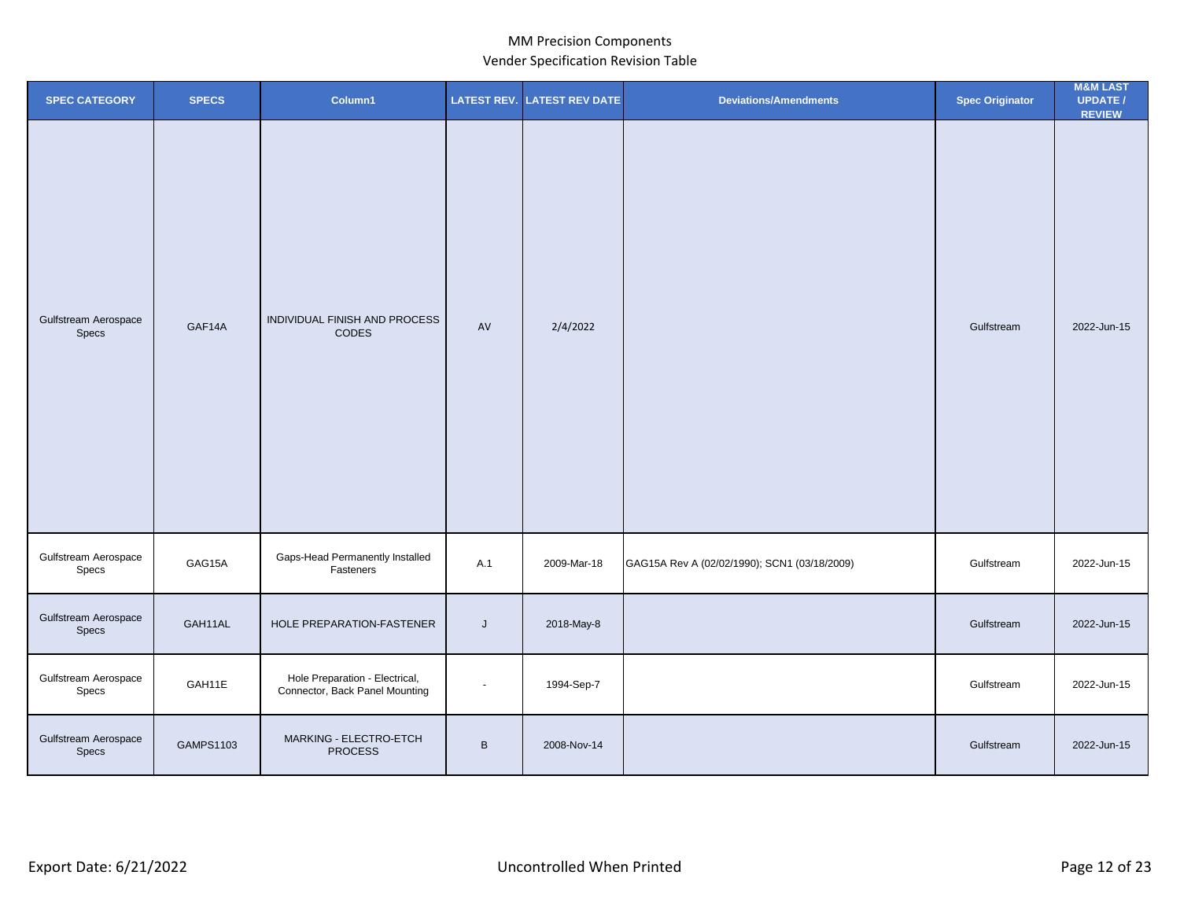MM Precision Components
Vender Specification Revision Table

| SPEC CATEGORY | SPECS | Column1 | LATEST REV. | LATEST REV DATE | Deviations/Amendments | Spec Originator | M&M LAST UPDATE / REVIEW |
|---|---|---|---|---|---|---|---|
| Gulfstream Aerospace Specs | GAF14A | INDIVIDUAL FINISH AND PROCESS CODES | AV | 2/4/2022 | | Gulfstream | 2022-Jun-15 |
| Gulfstream Aerospace Specs | GAG15A | Gaps-Head Permanently Installed Fasteners | A.1 | 2009-Mar-18 | GAG15A Rev A (02/02/1990); SCN1 (03/18/2009) | Gulfstream | 2022-Jun-15 |
| Gulfstream Aerospace Specs | GAH11AL | HOLE PREPARATION-FASTENER | J | 2018-May-8 | | Gulfstream | 2022-Jun-15 |
| Gulfstream Aerospace Specs | GAH11E | Hole Preparation - Electrical, Connector, Back Panel Mounting | - | 1994-Sep-7 | | Gulfstream | 2022-Jun-15 |
| Gulfstream Aerospace Specs | GAMPS1103 | MARKING - ELECTRO-ETCH PROCESS | B | 2008-Nov-14 | | Gulfstream | 2022-Jun-15 |

Export Date: 6/21/2022 — Uncontrolled When Printed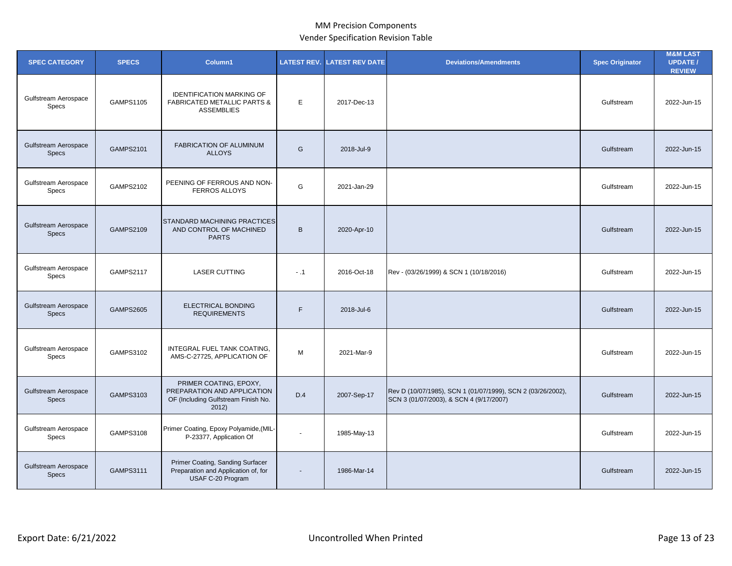# MM Precision Components

## Vender Specification Revision Table

| SPEC CATEGORY | SPECS | Column1 | LATEST REV. | LATEST REV DATE | Deviations/Amendments | Spec Originator | M&M LAST UPDATE / REVIEW |
|---|---|---|---|---|---|---|---|
| Gulfstream Aerospace Specs | GAMPS1105 | IDENTIFICATION MARKING OF FABRICATED METALLIC PARTS & ASSEMBLIES | E | 2017-Dec-13 | | Gulfstream | 2022-Jun-15 |
| Gulfstream Aerospace Specs | GAMPS2101 | FABRICATION OF ALUMINUM ALLOYS | G | 2018-Jul-9 | | Gulfstream | 2022-Jun-15 |
| Gulfstream Aerospace Specs | GAMPS2102 | PEENING OF FERROUS AND NON-FERROS ALLOYS | G | 2021-Jan-29 | | Gulfstream | 2022-Jun-15 |
| Gulfstream Aerospace Specs | GAMPS2109 | STANDARD MACHINING PRACTICES AND CONTROL OF MACHINED PARTS | B | 2020-Apr-10 | | Gulfstream | 2022-Jun-15 |
| Gulfstream Aerospace Specs | GAMPS2117 | LASER CUTTING | - .1 | 2016-Oct-18 | Rev - (03/26/1999) & SCN 1 (10/18/2016) | Gulfstream | 2022-Jun-15 |
| Gulfstream Aerospace Specs | GAMPS2605 | ELECTRICAL BONDING REQUIREMENTS | F | 2018-Jul-6 | | Gulfstream | 2022-Jun-15 |
| Gulfstream Aerospace Specs | GAMPS3102 | INTEGRAL FUEL TANK COATING, AMS-C-27725, APPLICATION OF | M | 2021-Mar-9 | | Gulfstream | 2022-Jun-15 |
| Gulfstream Aerospace Specs | GAMPS3103 | PRIMER COATING, EPOXY, PREPARATION AND APPLICATION OF (Including Gulfstream Finish No. 2012) | D.4 | 2007-Sep-17 | Rev D (10/07/1985), SCN 1 (01/07/1999), SCN 2 (03/26/2002), SCN 3 (01/07/2003), & SCN 4 (9/17/2007) | Gulfstream | 2022-Jun-15 |
| Gulfstream Aerospace Specs | GAMPS3108 | Primer Coating, Epoxy Polyamide,(MIL-P-23377, Application Of | - | 1985-May-13 | | Gulfstream | 2022-Jun-15 |
| Gulfstream Aerospace Specs | GAMPS3111 | Primer Coating, Sanding Surfacer Preparation and Application of, for USAF C-20 Program | - | 1986-Mar-14 | | Gulfstream | 2022-Jun-15 |

Export Date: 6/21/2022 | Uncontrolled When Printed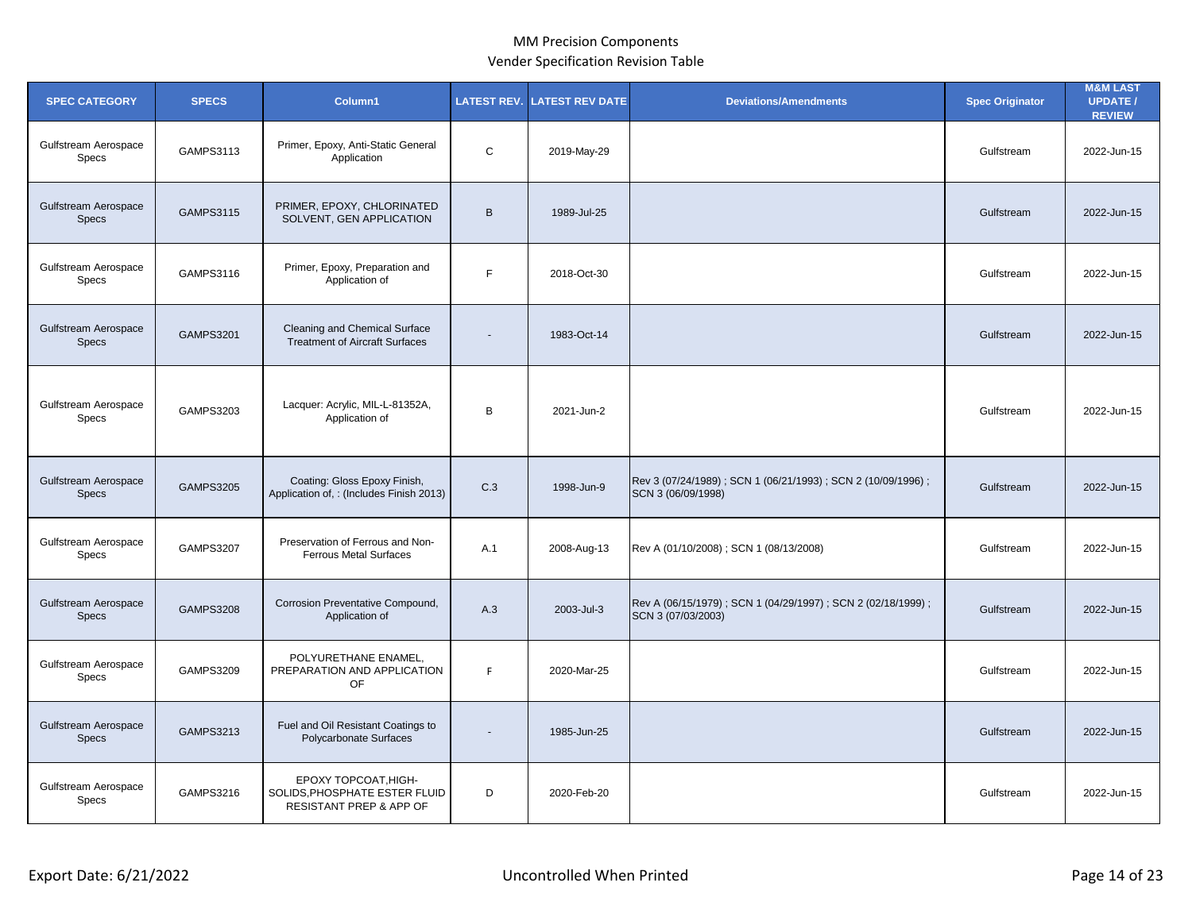MM Precision Components

Vender Specification Revision Table

| SPEC CATEGORY | SPECS | Column1 | LATEST REV. | LATEST REV DATE | Deviations/Amendments | Spec Originator | M&M LAST UPDATE / REVIEW |
|---|---|---|---|---|---|---|---|
| Gulfstream Aerospace Specs | GAMPS3113 | Primer, Epoxy, Anti-Static General Application | C | 2019-May-29 | | Gulfstream | 2022-Jun-15 |
| Gulfstream Aerospace Specs | GAMPS3115 | PRIMER, EPOXY, CHLORINATED SOLVENT, GEN APPLICATION | B | 1989-Jul-25 | | Gulfstream | 2022-Jun-15 |
| Gulfstream Aerospace Specs | GAMPS3116 | Primer, Epoxy, Preparation and Application of | F | 2018-Oct-30 | | Gulfstream | 2022-Jun-15 |
| Gulfstream Aerospace Specs | GAMPS3201 | Cleaning and Chemical Surface Treatment of Aircraft Surfaces | - | 1983-Oct-14 | | Gulfstream | 2022-Jun-15 |
| Gulfstream Aerospace Specs | GAMPS3203 | Lacquer: Acrylic, MIL-L-81352A, Application of | B | 2021-Jun-2 | | Gulfstream | 2022-Jun-15 |
| Gulfstream Aerospace Specs | GAMPS3205 | Coating: Gloss Epoxy Finish, Application of, : (Includes Finish 2013) | C.3 | 1998-Jun-9 | Rev 3 (07/24/1989) ; SCN 1 (06/21/1993) ; SCN 2 (10/09/1996) ; SCN 3 (06/09/1998) | Gulfstream | 2022-Jun-15 |
| Gulfstream Aerospace Specs | GAMPS3207 | Preservation of Ferrous and Non-Ferrous Metal Surfaces | A.1 | 2008-Aug-13 | Rev A (01/10/2008) ; SCN 1 (08/13/2008) | Gulfstream | 2022-Jun-15 |
| Gulfstream Aerospace Specs | GAMPS3208 | Corrosion Preventative Compound, Application of | A.3 | 2003-Jul-3 | Rev A (06/15/1979) ; SCN 1 (04/29/1997) ; SCN 2 (02/18/1999) ; SCN 3 (07/03/2003) | Gulfstream | 2022-Jun-15 |
| Gulfstream Aerospace Specs | GAMPS3209 | POLYURETHANE ENAMEL, PREPARATION AND APPLICATION OF | F | 2020-Mar-25 | | Gulfstream | 2022-Jun-15 |
| Gulfstream Aerospace Specs | GAMPS3213 | Fuel and Oil Resistant Coatings to Polycarbonate Surfaces | - | 1985-Jun-25 | | Gulfstream | 2022-Jun-15 |
| Gulfstream Aerospace Specs | GAMPS3216 | EPOXY TOPCOAT,HIGH-SOLIDS,PHOSPHATE ESTER FLUID RESISTANT PREP & APP OF | D | 2020-Feb-20 | | Gulfstream | 2022-Jun-15 |

Export Date: 6/21/2022 | Uncontrolled When Printed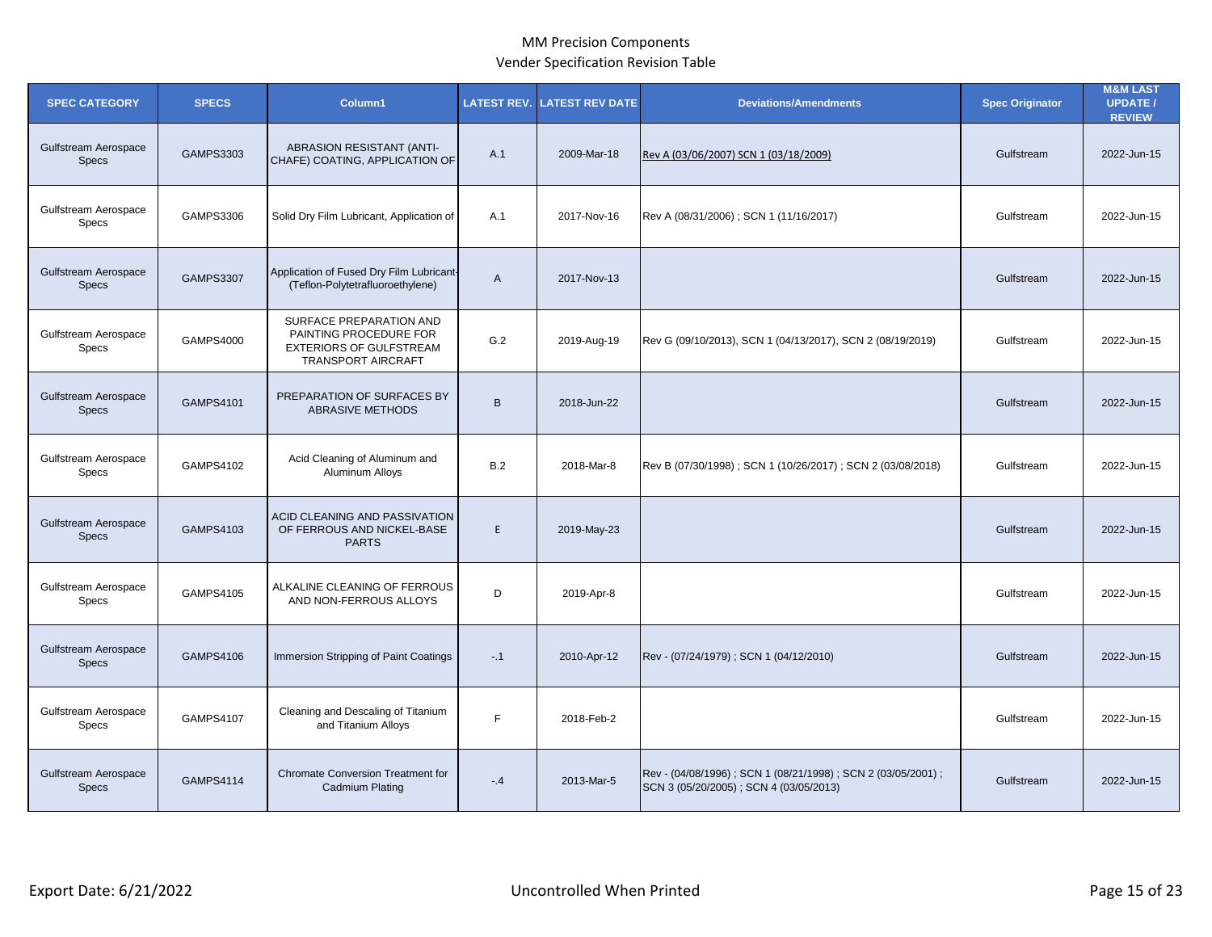MM Precision Components

Vender Specification Revision Table

| SPEC CATEGORY | SPECS | Column1 | LATEST REV. | LATEST REV DATE | Deviations/Amendments | Spec Originator | M&M LAST UPDATE / REVIEW |
|---|---|---|---|---|---|---|---|
| Gulfstream Aerospace Specs | GAMPS3303 | ABRASION RESISTANT (ANTI-CHAFE) COATING, APPLICATION OF | A.1 | 2009-Mar-18 | Rev A (03/06/2007) SCN 1 (03/18/2009) | Gulfstream | 2022-Jun-15 |
| Gulfstream Aerospace Specs | GAMPS3306 | Solid Dry Film Lubricant, Application of | A.1 | 2017-Nov-16 | Rev A (08/31/2006) ; SCN 1 (11/16/2017) | Gulfstream | 2022-Jun-15 |
| Gulfstream Aerospace Specs | GAMPS3307 | Application of Fused Dry Film Lubricant-(Teflon-Polytetrafluoroethylene) | A | 2017-Nov-13 | | Gulfstream | 2022-Jun-15 |
| Gulfstream Aerospace Specs | GAMPS4000 | SURFACE PREPARATION AND PAINTING PROCEDURE FOR EXTERIORS OF GULFSTREAM TRANSPORT AIRCRAFT | G.2 | 2019-Aug-19 | Rev G (09/10/2013), SCN 1 (04/13/2017), SCN 2 (08/19/2019) | Gulfstream | 2022-Jun-15 |
| Gulfstream Aerospace Specs | GAMPS4101 | PREPARATION OF SURFACES BY ABRASIVE METHODS | B | 2018-Jun-22 | | Gulfstream | 2022-Jun-15 |
| Gulfstream Aerospace Specs | GAMPS4102 | Acid Cleaning of Aluminum and Aluminum Alloys | B.2 | 2018-Mar-8 | Rev B (07/30/1998) ; SCN 1 (10/26/2017) ; SCN 2 (03/08/2018) | Gulfstream | 2022-Jun-15 |
| Gulfstream Aerospace Specs | GAMPS4103 | ACID CLEANING AND PASSIVATION OF FERROUS AND NICKEL-BASE PARTS | E | 2019-May-23 | | Gulfstream | 2022-Jun-15 |
| Gulfstream Aerospace Specs | GAMPS4105 | ALKALINE CLEANING OF FERROUS AND NON-FERROUS ALLOYS | D | 2019-Apr-8 | | Gulfstream | 2022-Jun-15 |
| Gulfstream Aerospace Specs | GAMPS4106 | Immersion Stripping of Paint Coatings | -.1 | 2010-Apr-12 | Rev - (07/24/1979) ; SCN 1 (04/12/2010) | Gulfstream | 2022-Jun-15 |
| Gulfstream Aerospace Specs | GAMPS4107 | Cleaning and Descaling of Titanium and Titanium Alloys | F | 2018-Feb-2 | | Gulfstream | 2022-Jun-15 |
| Gulfstream Aerospace Specs | GAMPS4114 | Chromate Conversion Treatment for Cadmium Plating | -.4 | 2013-Mar-5 | Rev - (04/08/1996) ; SCN 1 (08/21/1998) ; SCN 2 (03/05/2001) ; SCN 3 (05/20/2005) ; SCN 4 (03/05/2013) | Gulfstream | 2022-Jun-15 |

Export Date: 6/21/2022 Uncontrolled When Printed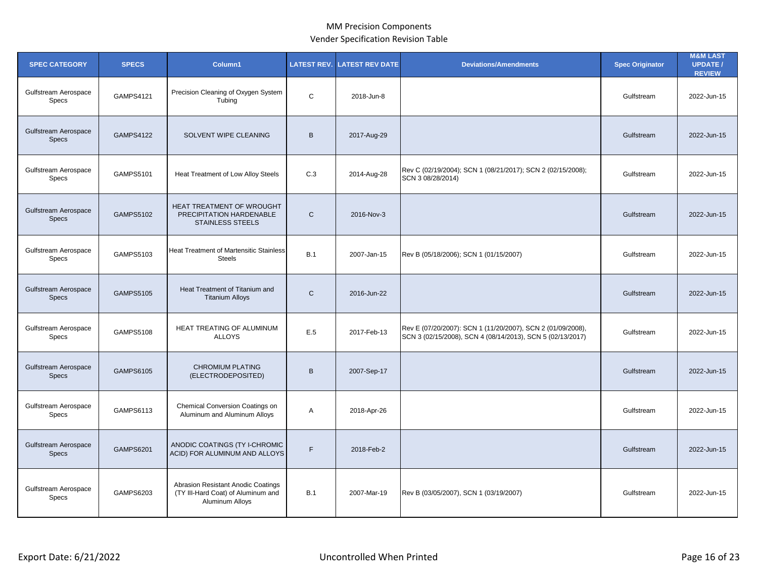MM Precision Components

Vender Specification Revision Table

| SPEC CATEGORY | SPECS | Column1 | LATEST REV. | LATEST REV DATE | Deviations/Amendments | Spec Originator | M&M LAST UPDATE / REVIEW |
|---|---|---|---|---|---|---|---|
| Gulfstream Aerospace Specs | GAMPS4121 | Precision Cleaning of Oxygen System Tubing | C | 2018-Jun-8 | | Gulfstream | 2022-Jun-15 |
| Gulfstream Aerospace Specs | GAMPS4122 | SOLVENT WIPE CLEANING | B | 2017-Aug-29 | | Gulfstream | 2022-Jun-15 |
| Gulfstream Aerospace Specs | GAMPS5101 | Heat Treatment of Low Alloy Steels | C.3 | 2014-Aug-28 | Rev C (02/19/2004); SCN 1 (08/21/2017); SCN 2 (02/15/2008); SCN 3 08/28/2014) | Gulfstream | 2022-Jun-15 |
| Gulfstream Aerospace Specs | GAMPS5102 | HEAT TREATMENT OF WROUGHT PRECIPITATION HARDENABLE STAINLESS STEELS | C | 2016-Nov-3 | | Gulfstream | 2022-Jun-15 |
| Gulfstream Aerospace Specs | GAMPS5103 | Heat Treatment of Martensitic Stainless Steels | B.1 | 2007-Jan-15 | Rev B (05/18/2006); SCN 1 (01/15/2007) | Gulfstream | 2022-Jun-15 |
| Gulfstream Aerospace Specs | GAMPS5105 | Heat Treatment of Titanium and Titanium Alloys | C | 2016-Jun-22 | | Gulfstream | 2022-Jun-15 |
| Gulfstream Aerospace Specs | GAMPS5108 | HEAT TREATING OF ALUMINUM ALLOYS | E.5 | 2017-Feb-13 | Rev E (07/20/2007): SCN 1 (11/20/2007), SCN 2 (01/09/2008), SCN 3 (02/15/2008), SCN 4 (08/14/2013), SCN 5 (02/13/2017) | Gulfstream | 2022-Jun-15 |
| Gulfstream Aerospace Specs | GAMPS6105 | CHROMIUM PLATING (ELECTRODEPOSITED) | B | 2007-Sep-17 | | Gulfstream | 2022-Jun-15 |
| Gulfstream Aerospace Specs | GAMPS6113 | Chemical Conversion Coatings on Aluminum and Aluminum Alloys | A | 2018-Apr-26 | | Gulfstream | 2022-Jun-15 |
| Gulfstream Aerospace Specs | GAMPS6201 | ANODIC COATINGS (TY I-CHROMIC ACID) FOR ALUMINUM AND ALLOYS | F | 2018-Feb-2 | | Gulfstream | 2022-Jun-15 |
| Gulfstream Aerospace Specs | GAMPS6203 | Abrasion Resistant Anodic Coatings (TY III-Hard Coat) of Aluminum and Aluminum Alloys | B.1 | 2007-Mar-19 | Rev B (03/05/2007), SCN 1 (03/19/2007) | Gulfstream | 2022-Jun-15 |

Export Date: 6/21/2022

Uncontrolled When Printed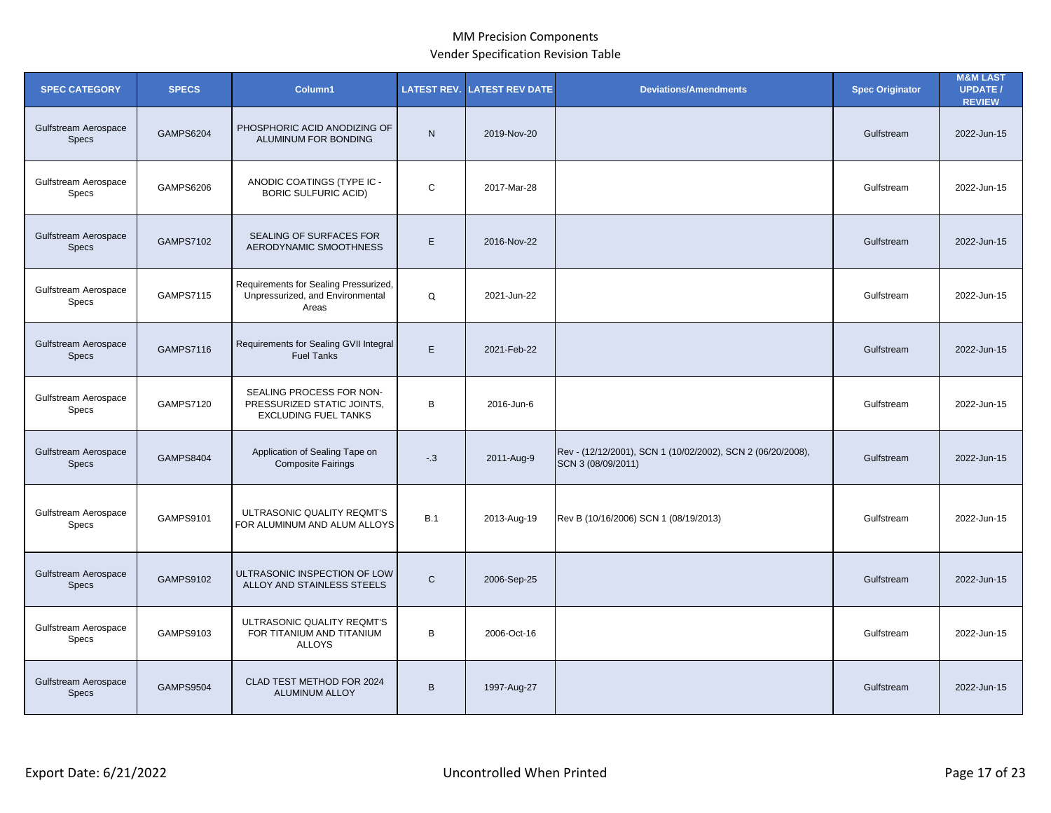MM Precision Components

Vender Specification Revision Table

| SPEC CATEGORY | SPECS | Column1 | LATEST REV. | LATEST REV DATE | Deviations/Amendments | Spec Originator | M&M LAST UPDATE / REVIEW |
|---|---|---|---|---|---|---|---|
| Gulfstream Aerospace Specs | GAMPS6204 | PHOSPHORIC ACID ANODIZING OF ALUMINUM FOR BONDING | N | 2019-Nov-20 | | Gulfstream | 2022-Jun-15 |
| Gulfstream Aerospace Specs | GAMPS6206 | ANODIC COATINGS (TYPE IC - BORIC SULFURIC ACID) | C | 2017-Mar-28 | | Gulfstream | 2022-Jun-15 |
| Gulfstream Aerospace Specs | GAMPS7102 | SEALING OF SURFACES FOR AERODYNAMIC SMOOTHNESS | E | 2016-Nov-22 | | Gulfstream | 2022-Jun-15 |
| Gulfstream Aerospace Specs | GAMPS7115 | Requirements for Sealing Pressurized, Unpressurized, and Environmental Areas | Q | 2021-Jun-22 | | Gulfstream | 2022-Jun-15 |
| Gulfstream Aerospace Specs | GAMPS7116 | Requirements for Sealing GVII Integral Fuel Tanks | E | 2021-Feb-22 | | Gulfstream | 2022-Jun-15 |
| Gulfstream Aerospace Specs | GAMPS7120 | SEALING PROCESS FOR NON-PRESSURIZED STATIC JOINTS, EXCLUDING FUEL TANKS | B | 2016-Jun-6 | | Gulfstream | 2022-Jun-15 |
| Gulfstream Aerospace Specs | GAMPS8404 | Application of Sealing Tape on Composite Fairings | -.3 | 2011-Aug-9 | Rev - (12/12/2001), SCN 1 (10/02/2002), SCN 2 (06/20/2008), SCN 3 (08/09/2011) | Gulfstream | 2022-Jun-15 |
| Gulfstream Aerospace Specs | GAMPS9101 | ULTRASONIC QUALITY REQMT'S FOR ALUMINUM AND ALUM ALLOYS | B.1 | 2013-Aug-19 | Rev B (10/16/2006) SCN 1 (08/19/2013) | Gulfstream | 2022-Jun-15 |
| Gulfstream Aerospace Specs | GAMPS9102 | ULTRASONIC INSPECTION OF LOW ALLOY AND STAINLESS STEELS | C | 2006-Sep-25 | | Gulfstream | 2022-Jun-15 |
| Gulfstream Aerospace Specs | GAMPS9103 | ULTRASONIC QUALITY REQMT'S FOR TITANIUM AND TITANIUM ALLOYS | B | 2006-Oct-16 | | Gulfstream | 2022-Jun-15 |
| Gulfstream Aerospace Specs | GAMPS9504 | CLAD TEST METHOD FOR 2024 ALUMINUM ALLOY | B | 1997-Aug-27 | | Gulfstream | 2022-Jun-15 |

Export Date: 6/21/2022 Uncontrolled When Printed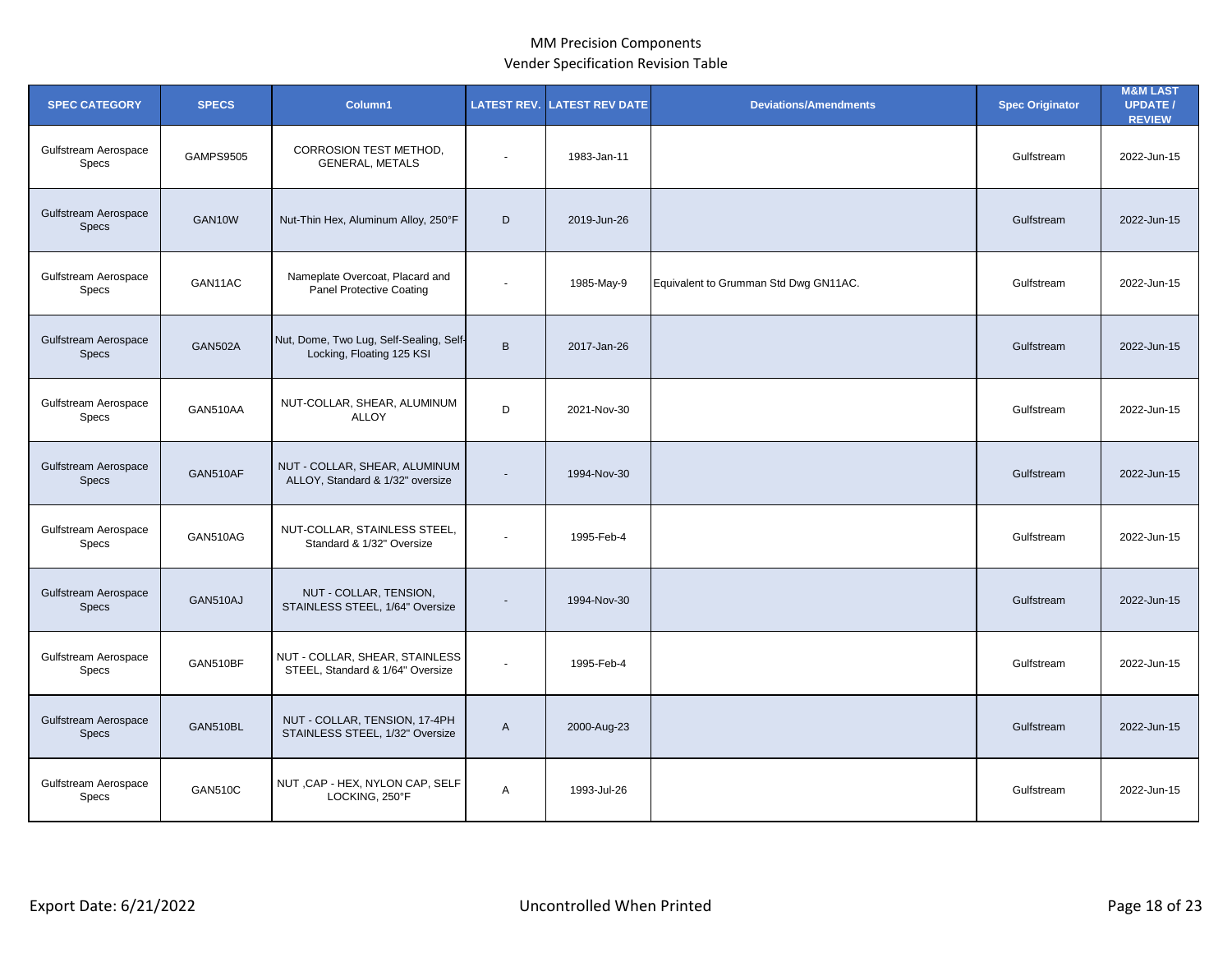MM Precision Components

Vender Specification Revision Table

| SPEC CATEGORY | SPECS | Column1 | LATEST REV. | LATEST REV DATE | Deviations/Amendments | Spec Originator | M&M LAST UPDATE / REVIEW |
|---|---|---|---|---|---|---|---|
| Gulfstream Aerospace Specs | GAMPS9505 | CORROSION TEST METHOD, GENERAL, METALS | - | 1983-Jan-11 | | Gulfstream | 2022-Jun-15 |
| Gulfstream Aerospace Specs | GAN10W | Nut-Thin Hex, Aluminum Alloy, 250°F | D | 2019-Jun-26 | | Gulfstream | 2022-Jun-15 |
| Gulfstream Aerospace Specs | GAN11AC | Nameplate Overcoat, Placard and Panel Protective Coating | - | 1985-May-9 | Equivalent to Grumman Std Dwg GN11AC. | Gulfstream | 2022-Jun-15 |
| Gulfstream Aerospace Specs | GAN502A | Nut, Dome, Two Lug, Self-Sealing, Self-Locking, Floating 125 KSI | B | 2017-Jan-26 | | Gulfstream | 2022-Jun-15 |
| Gulfstream Aerospace Specs | GAN510AA | NUT-COLLAR, SHEAR, ALUMINUM ALLOY | D | 2021-Nov-30 | | Gulfstream | 2022-Jun-15 |
| Gulfstream Aerospace Specs | GAN510AF | NUT - COLLAR, SHEAR, ALUMINUM ALLOY, Standard & 1/32" oversize | - | 1994-Nov-30 | | Gulfstream | 2022-Jun-15 |
| Gulfstream Aerospace Specs | GAN510AG | NUT-COLLAR, STAINLESS STEEL, Standard & 1/32" Oversize | - | 1995-Feb-4 | | Gulfstream | 2022-Jun-15 |
| Gulfstream Aerospace Specs | GAN510AJ | NUT - COLLAR, TENSION, STAINLESS STEEL, 1/64" Oversize | - | 1994-Nov-30 | | Gulfstream | 2022-Jun-15 |
| Gulfstream Aerospace Specs | GAN510BF | NUT - COLLAR, SHEAR, STAINLESS STEEL, Standard & 1/64" Oversize | - | 1995-Feb-4 | | Gulfstream | 2022-Jun-15 |
| Gulfstream Aerospace Specs | GAN510BL | NUT - COLLAR, TENSION, 17-4PH STAINLESS STEEL, 1/32" Oversize | A | 2000-Aug-23 | | Gulfstream | 2022-Jun-15 |
| Gulfstream Aerospace Specs | GAN510C | NUT ,CAP - HEX, NYLON CAP, SELF LOCKING, 250°F | A | 1993-Jul-26 | | Gulfstream | 2022-Jun-15 |

Export Date: 6/21/2022 | Uncontrolled When Printed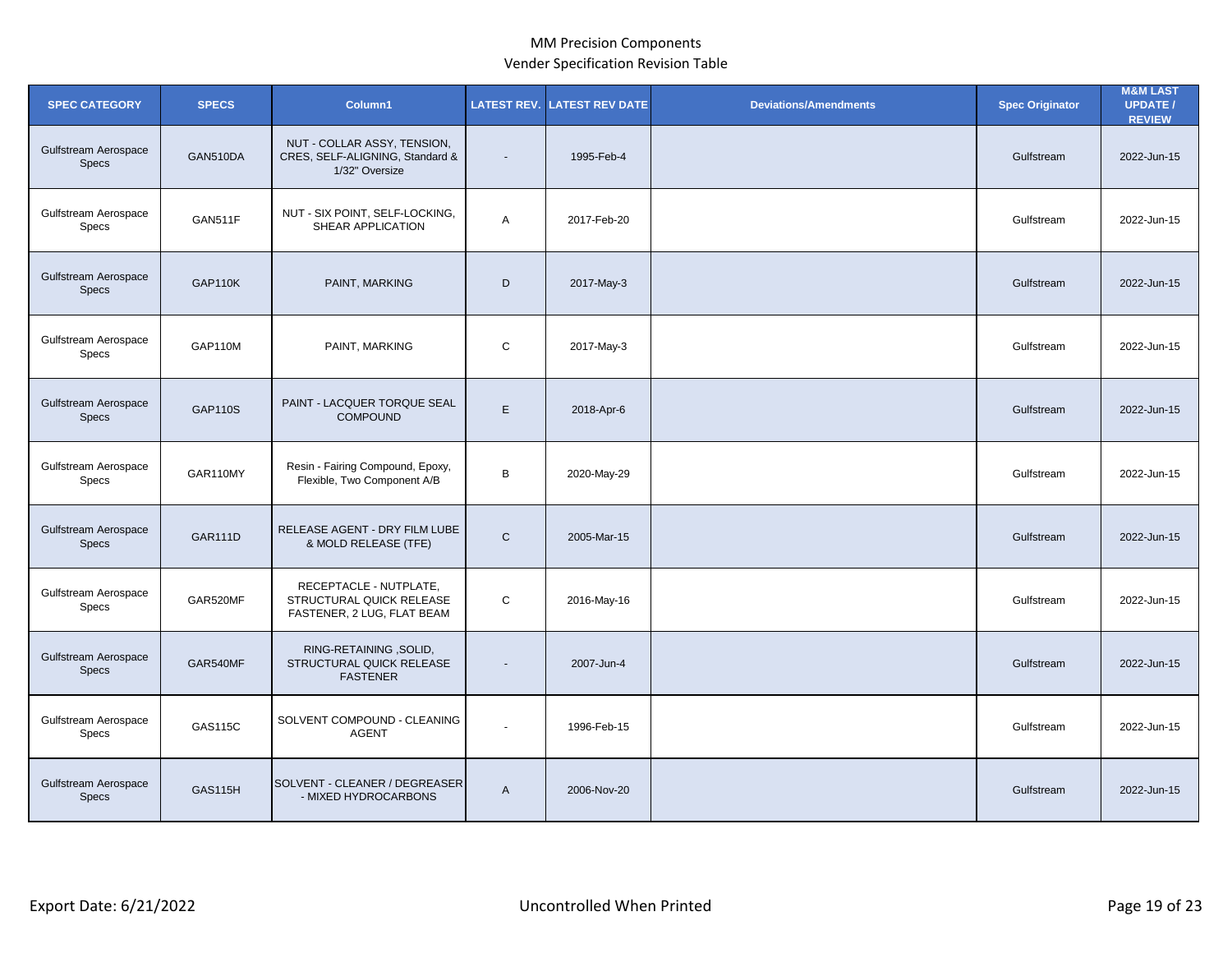MM Precision Components

Vender Specification Revision Table

| SPEC CATEGORY | SPECS | Column1 | LATEST REV. | LATEST REV DATE | Deviations/Amendments | Spec Originator | M&M LAST UPDATE / REVIEW |
|---|---|---|---|---|---|---|---|
| Gulfstream Aerospace Specs | GAN510DA | NUT - COLLAR ASSY, TENSION, CRES, SELF-ALIGNING, Standard & 1/32" Oversize | - | 1995-Feb-4 | | Gulfstream | 2022-Jun-15 |
| Gulfstream Aerospace Specs | GAN511F | NUT - SIX POINT, SELF-LOCKING, SHEAR APPLICATION | A | 2017-Feb-20 | | Gulfstream | 2022-Jun-15 |
| Gulfstream Aerospace Specs | GAP110K | PAINT, MARKING | D | 2017-May-3 | | Gulfstream | 2022-Jun-15 |
| Gulfstream Aerospace Specs | GAP110M | PAINT, MARKING | C | 2017-May-3 | | Gulfstream | 2022-Jun-15 |
| Gulfstream Aerospace Specs | GAP110S | PAINT - LACQUER TORQUE SEAL COMPOUND | E | 2018-Apr-6 | | Gulfstream | 2022-Jun-15 |
| Gulfstream Aerospace Specs | GAR110MY | Resin - Fairing Compound, Epoxy, Flexible, Two Component A/B | B | 2020-May-29 | | Gulfstream | 2022-Jun-15 |
| Gulfstream Aerospace Specs | GAR111D | RELEASE AGENT - DRY FILM LUBE & MOLD RELEASE (TFE) | C | 2005-Mar-15 | | Gulfstream | 2022-Jun-15 |
| Gulfstream Aerospace Specs | GAR520MF | RECEPTACLE - NUTPLATE, STRUCTURAL QUICK RELEASE FASTENER, 2 LUG, FLAT BEAM | C | 2016-May-16 | | Gulfstream | 2022-Jun-15 |
| Gulfstream Aerospace Specs | GAR540MF | RING-RETAINING ,SOLID, STRUCTURAL QUICK RELEASE FASTENER | - | 2007-Jun-4 | | Gulfstream | 2022-Jun-15 |
| Gulfstream Aerospace Specs | GAS115C | SOLVENT COMPOUND - CLEANING AGENT | - | 1996-Feb-15 | | Gulfstream | 2022-Jun-15 |
| Gulfstream Aerospace Specs | GAS115H | SOLVENT - CLEANER / DEGREASER - MIXED HYDROCARBONS | A | 2006-Nov-20 | | Gulfstream | 2022-Jun-15 |

Export Date: 6/21/2022 | Uncontrolled When Printed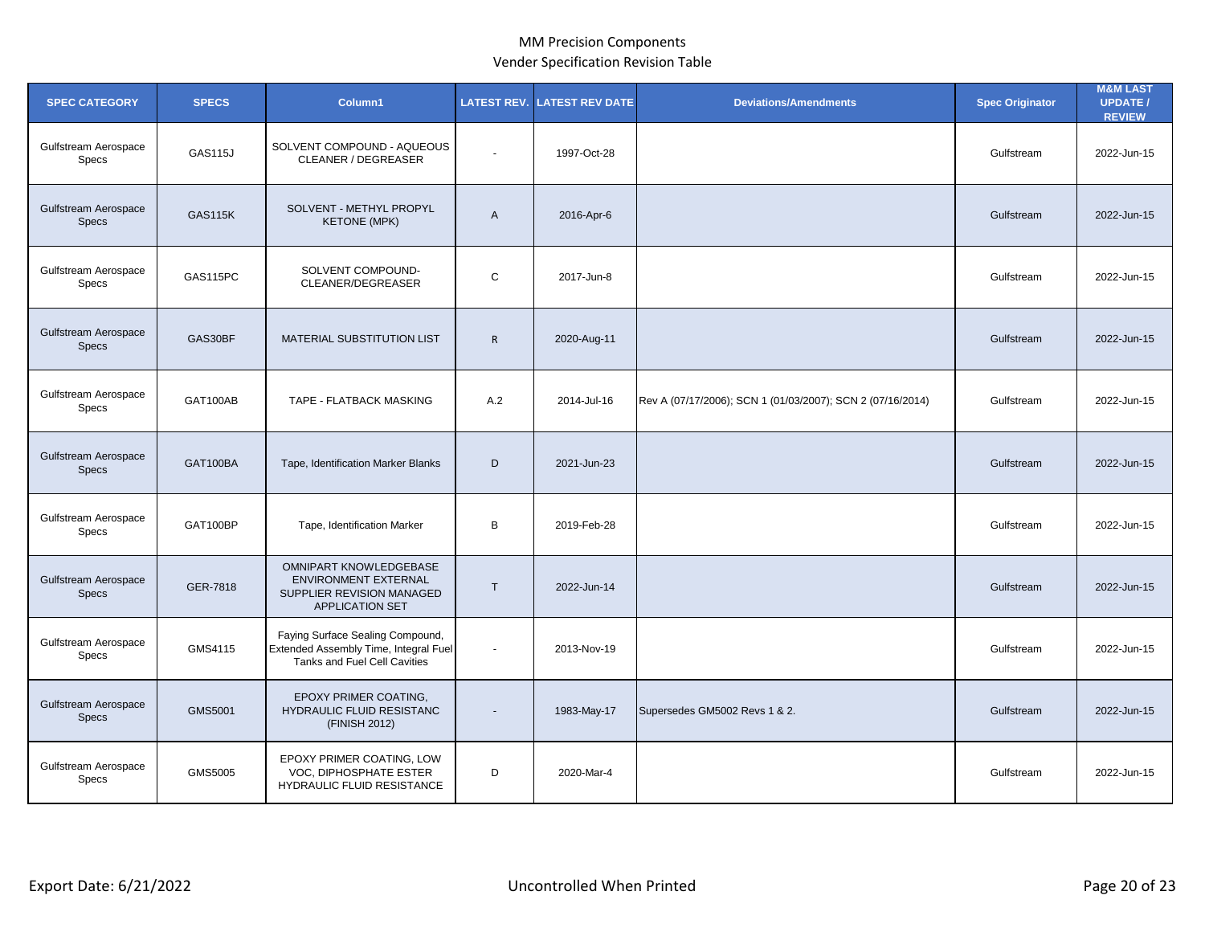# MM Precision Components

## Vender Specification Revision Table

| SPEC CATEGORY | SPECS | Column1 | LATEST REV. | LATEST REV DATE | Deviations/Amendments | Spec Originator | M&M LAST UPDATE / REVIEW |
|---|---|---|---|---|---|---|---|
| Gulfstream Aerospace Specs | GAS115J | SOLVENT COMPOUND - AQUEOUS CLEANER / DEGREASER | - | 1997-Oct-28 | | Gulfstream | 2022-Jun-15 |
| Gulfstream Aerospace Specs | GAS115K | SOLVENT - METHYL PROPYL KETONE (MPK) | A | 2016-Apr-6 | | Gulfstream | 2022-Jun-15 |
| Gulfstream Aerospace Specs | GAS115PC | SOLVENT COMPOUND- CLEANER/DEGREASER | C | 2017-Jun-8 | | Gulfstream | 2022-Jun-15 |
| Gulfstream Aerospace Specs | GAS30BF | MATERIAL SUBSTITUTION LIST | R | 2020-Aug-11 | | Gulfstream | 2022-Jun-15 |
| Gulfstream Aerospace Specs | GAT100AB | TAPE - FLATBACK MASKING | A.2 | 2014-Jul-16 | Rev A (07/17/2006); SCN 1 (01/03/2007); SCN 2 (07/16/2014) | Gulfstream | 2022-Jun-15 |
| Gulfstream Aerospace Specs | GAT100BA | Tape, Identification Marker Blanks | D | 2021-Jun-23 | | Gulfstream | 2022-Jun-15 |
| Gulfstream Aerospace Specs | GAT100BP | Tape, Identification Marker | B | 2019-Feb-28 | | Gulfstream | 2022-Jun-15 |
| Gulfstream Aerospace Specs | GER-7818 | OMNIPART KNOWLEDGEBASE ENVIRONMENT EXTERNAL SUPPLIER REVISION MANAGED APPLICATION SET | T | 2022-Jun-14 | | Gulfstream | 2022-Jun-15 |
| Gulfstream Aerospace Specs | GMS4115 | Faying Surface Sealing Compound, Extended Assembly Time, Integral Fuel Tanks and Fuel Cell Cavities | - | 2013-Nov-19 | | Gulfstream | 2022-Jun-15 |
| Gulfstream Aerospace Specs | GMS5001 | EPOXY PRIMER COATING, HYDRAULIC FLUID RESISTANC (FINISH 2012) | - | 1983-May-17 | Supersedes GM5002 Revs 1 & 2. | Gulfstream | 2022-Jun-15 |
| Gulfstream Aerospace Specs | GMS5005 | EPOXY PRIMER COATING, LOW VOC, DIPHOSPHATE ESTER HYDRAULIC FLUID RESISTANCE | D | 2020-Mar-4 | | Gulfstream | 2022-Jun-15 |

Export Date: 6/21/2022 | Uncontrolled When Printed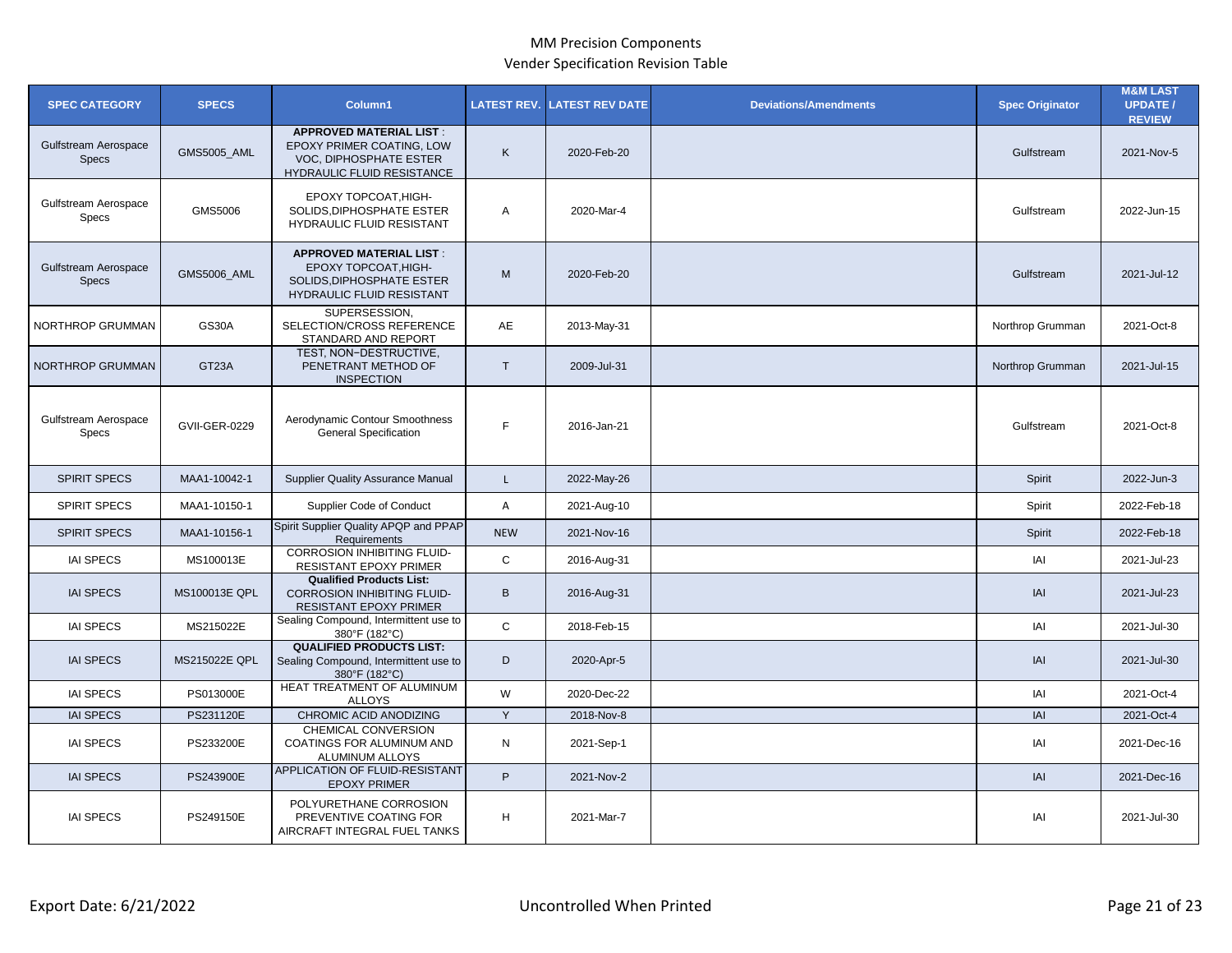MM Precision Components

Vender Specification Revision Table

| SPEC CATEGORY | SPECS | Column1 | LATEST REV. | LATEST REV DATE | Deviations/Amendments | Spec Originator | M&M LAST UPDATE / REVIEW |
|---|---|---|---|---|---|---|---|
| Gulfstream Aerospace Specs | GMS5005_AML | **APPROVED MATERIAL LIST** : EPOXY PRIMER COATING, LOW VOC, DIPHOSPHATE ESTER HYDRAULIC FLUID RESISTANCE | K | 2020-Feb-20 | | Gulfstream | 2021-Nov-5 |
| Gulfstream Aerospace Specs | GMS5006 | EPOXY TOPCOAT,HIGH-SOLIDS,DIPHOSPHATE ESTER HYDRAULIC FLUID RESISTANT | A | 2020-Mar-4 | | Gulfstream | 2022-Jun-15 |
| Gulfstream Aerospace Specs | GMS5006_AML | **APPROVED MATERIAL LIST** : EPOXY TOPCOAT,HIGH-SOLIDS,DIPHOSPHATE ESTER HYDRAULIC FLUID RESISTANT | M | 2020-Feb-20 | | Gulfstream | 2021-Jul-12 |
| NORTHROP GRUMMAN | GS30A | SUPERSESSION, SELECTION/CROSS REFERENCE STANDARD AND REPORT | AE | 2013-May-31 | | Northrop Grumman | 2021-Oct-8 |
| NORTHROP GRUMMAN | GT23A | TEST, NON−DESTRUCTIVE, PENETRANT METHOD OF INSPECTION | T | 2009-Jul-31 | | Northrop Grumman | 2021-Jul-15 |
| Gulfstream Aerospace Specs | GVII-GER-0229 | Aerodynamic Contour Smoothness General Specification | F | 2016-Jan-21 | | Gulfstream | 2021-Oct-8 |
| SPIRIT SPECS | MAA1-10042-1 | Supplier Quality Assurance Manual | L | 2022-May-26 | | Spirit | 2022-Jun-3 |
| SPIRIT SPECS | MAA1-10150-1 | Supplier Code of Conduct | A | 2021-Aug-10 | | Spirit | 2022-Feb-18 |
| SPIRIT SPECS | MAA1-10156-1 | Spirit Supplier Quality APQP and PPAP Requirements | NEW | 2021-Nov-16 | | Spirit | 2022-Feb-18 |
| IAI SPECS | MS100013E | CORROSION INHIBITING FLUID-RESISTANT EPOXY PRIMER | C | 2016-Aug-31 | | IAI | 2021-Jul-23 |
| IAI SPECS | MS100013E QPL | **Qualified Products List:** CORROSION INHIBITING FLUID-RESISTANT EPOXY PRIMER | B | 2016-Aug-31 | | IAI | 2021-Jul-23 |
| IAI SPECS | MS215022E | Sealing Compound, Intermittent use to 380°F (182°C) | C | 2018-Feb-15 | | IAI | 2021-Jul-30 |
| IAI SPECS | MS215022E QPL | **QUALIFIED PRODUCTS LIST:** Sealing Compound, Intermittent use to 380°F (182°C) | D | 2020-Apr-5 | | IAI | 2021-Jul-30 |
| IAI SPECS | PS013000E | HEAT TREATMENT OF ALUMINUM ALLOYS | W | 2020-Dec-22 | | IAI | 2021-Oct-4 |
| IAI SPECS | PS231120E | CHROMIC ACID ANODIZING | Y | 2018-Nov-8 | | IAI | 2021-Oct-4 |
| IAI SPECS | PS233200E | CHEMICAL CONVERSION COATINGS FOR ALUMINUM AND ALUMINUM ALLOYS | N | 2021-Sep-1 | | IAI | 2021-Dec-16 |
| IAI SPECS | PS243900E | APPLICATION OF FLUID-RESISTANT EPOXY PRIMER | P | 2021-Nov-2 | | IAI | 2021-Dec-16 |
| IAI SPECS | PS249150E | POLYURETHANE CORROSION PREVENTIVE COATING FOR AIRCRAFT INTEGRAL FUEL TANKS | H | 2021-Mar-7 | | IAI | 2021-Jul-30 |

Export Date: 6/21/2022 Uncontrolled When Printed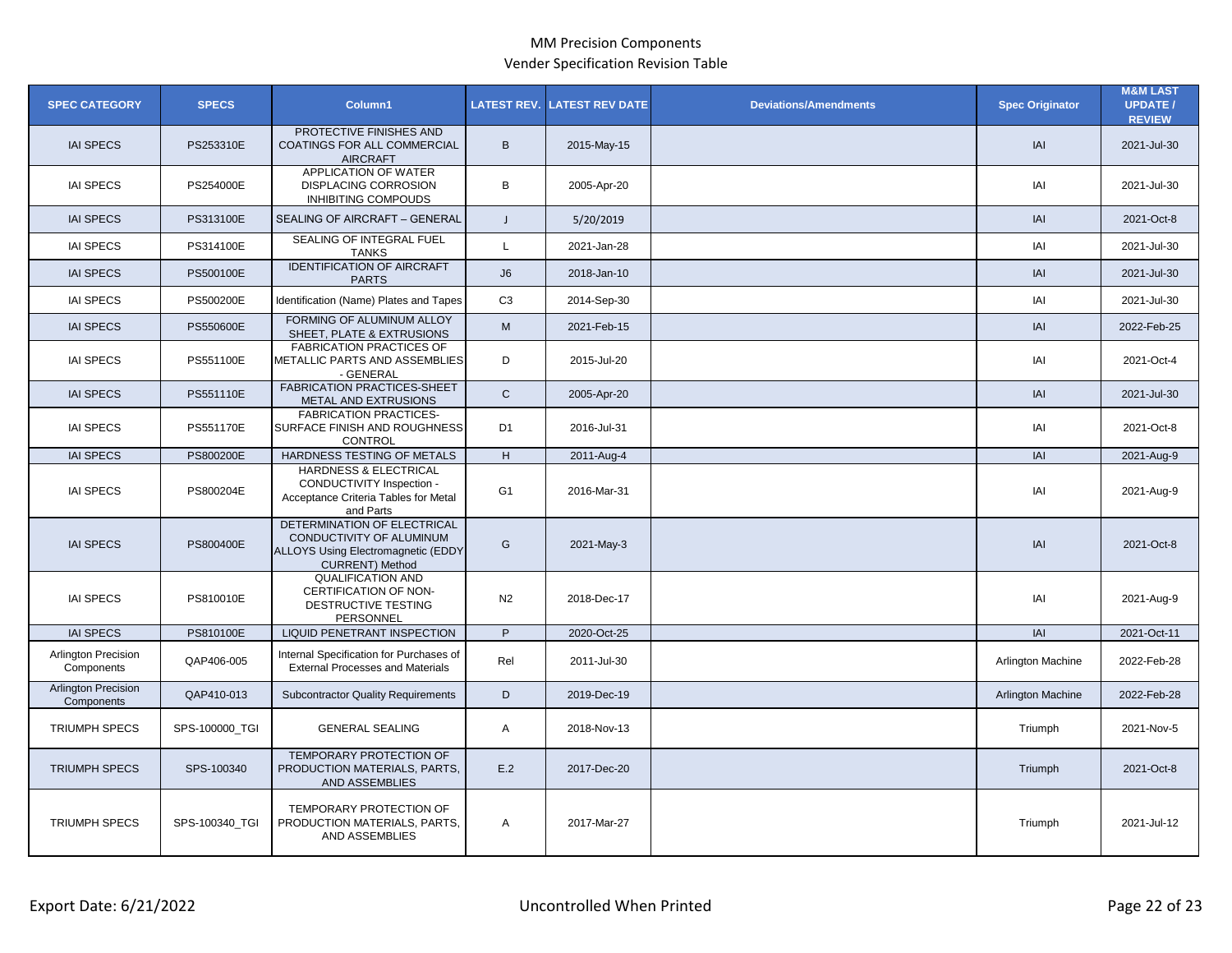# MM Precision Components

## Vender Specification Revision Table

| SPEC CATEGORY | SPECS | Column1 | LATEST REV. | LATEST REV DATE | Deviations/Amendments | Spec Originator | M&M LAST UPDATE / REVIEW |
|---|---|---|---|---|---|---|---|
| IAI SPECS | PS253310E | PROTECTIVE FINISHES AND COATINGS FOR ALL COMMERCIAL AIRCRAFT | B | 2015-May-15 | | IAI | 2021-Jul-30 |
| IAI SPECS | PS254000E | APPLICATION OF WATER DISPLACING CORROSION INHIBITING COMPOUDS | B | 2005-Apr-20 | | IAI | 2021-Jul-30 |
| IAI SPECS | PS313100E | SEALING OF AIRCRAFT – GENERAL | J | 5/20/2019 | | IAI | 2021-Oct-8 |
| IAI SPECS | PS314100E | SEALING OF INTEGRAL FUEL TANKS | L | 2021-Jan-28 | | IAI | 2021-Jul-30 |
| IAI SPECS | PS500100E | IDENTIFICATION OF AIRCRAFT PARTS | J6 | 2018-Jan-10 | | IAI | 2021-Jul-30 |
| IAI SPECS | PS500200E | Identification (Name) Plates and Tapes | C3 | 2014-Sep-30 | | IAI | 2021-Jul-30 |
| IAI SPECS | PS550600E | FORMING OF ALUMINUM ALLOY SHEET, PLATE & EXTRUSIONS | M | 2021-Feb-15 | | IAI | 2022-Feb-25 |
| IAI SPECS | PS551100E | FABRICATION PRACTICES OF METALLIC PARTS AND ASSEMBLIES - GENERAL | D | 2015-Jul-20 | | IAI | 2021-Oct-4 |
| IAI SPECS | PS551110E | FABRICATION PRACTICES-SHEET METAL AND EXTRUSIONS | C | 2005-Apr-20 | | IAI | 2021-Jul-30 |
| IAI SPECS | PS551170E | FABRICATION PRACTICES-SURFACE FINISH AND ROUGHNESS CONTROL | D1 | 2016-Jul-31 | | IAI | 2021-Oct-8 |
| IAI SPECS | PS800200E | HARDNESS TESTING OF METALS | H | 2011-Aug-4 | | IAI | 2021-Aug-9 |
| IAI SPECS | PS800204E | HARDNESS & ELECTRICAL CONDUCTIVITY Inspection - Acceptance Criteria Tables for Metal and Parts | G1 | 2016-Mar-31 | | IAI | 2021-Aug-9 |
| IAI SPECS | PS800400E | DETERMINATION OF ELECTRICAL CONDUCTIVITY OF ALUMINUM ALLOYS Using Electromagnetic (EDDY CURRENT) Method | G | 2021-May-3 | | IAI | 2021-Oct-8 |
| IAI SPECS | PS810010E | QUALIFICATION AND CERTIFICATION OF NON-DESTRUCTIVE TESTING PERSONNEL | N2 | 2018-Dec-17 | | IAI | 2021-Aug-9 |
| IAI SPECS | PS810100E | LIQUID PENETRANT INSPECTION | P | 2020-Oct-25 | | IAI | 2021-Oct-11 |
| Arlington Precision Components | QAP406-005 | Internal Specification for Purchases of External Processes and Materials | Rel | 2011-Jul-30 | | Arlington Machine | 2022-Feb-28 |
| Arlington Precision Components | QAP410-013 | Subcontractor Quality Requirements | D | 2019-Dec-19 | | Arlington Machine | 2022-Feb-28 |
| TRIUMPH SPECS | SPS-100000_TGI | GENERAL SEALING | A | 2018-Nov-13 | | Triumph | 2021-Nov-5 |
| TRIUMPH SPECS | SPS-100340 | TEMPORARY PROTECTION OF PRODUCTION MATERIALS, PARTS, AND ASSEMBLIES | E.2 | 2017-Dec-20 | | Triumph | 2021-Oct-8 |
| TRIUMPH SPECS | SPS-100340_TGI | TEMPORARY PROTECTION OF PRODUCTION MATERIALS, PARTS, AND ASSEMBLIES | A | 2017-Mar-27 | | Triumph | 2021-Jul-12 |

Export Date: 6/21/2022 Uncontrolled When Printed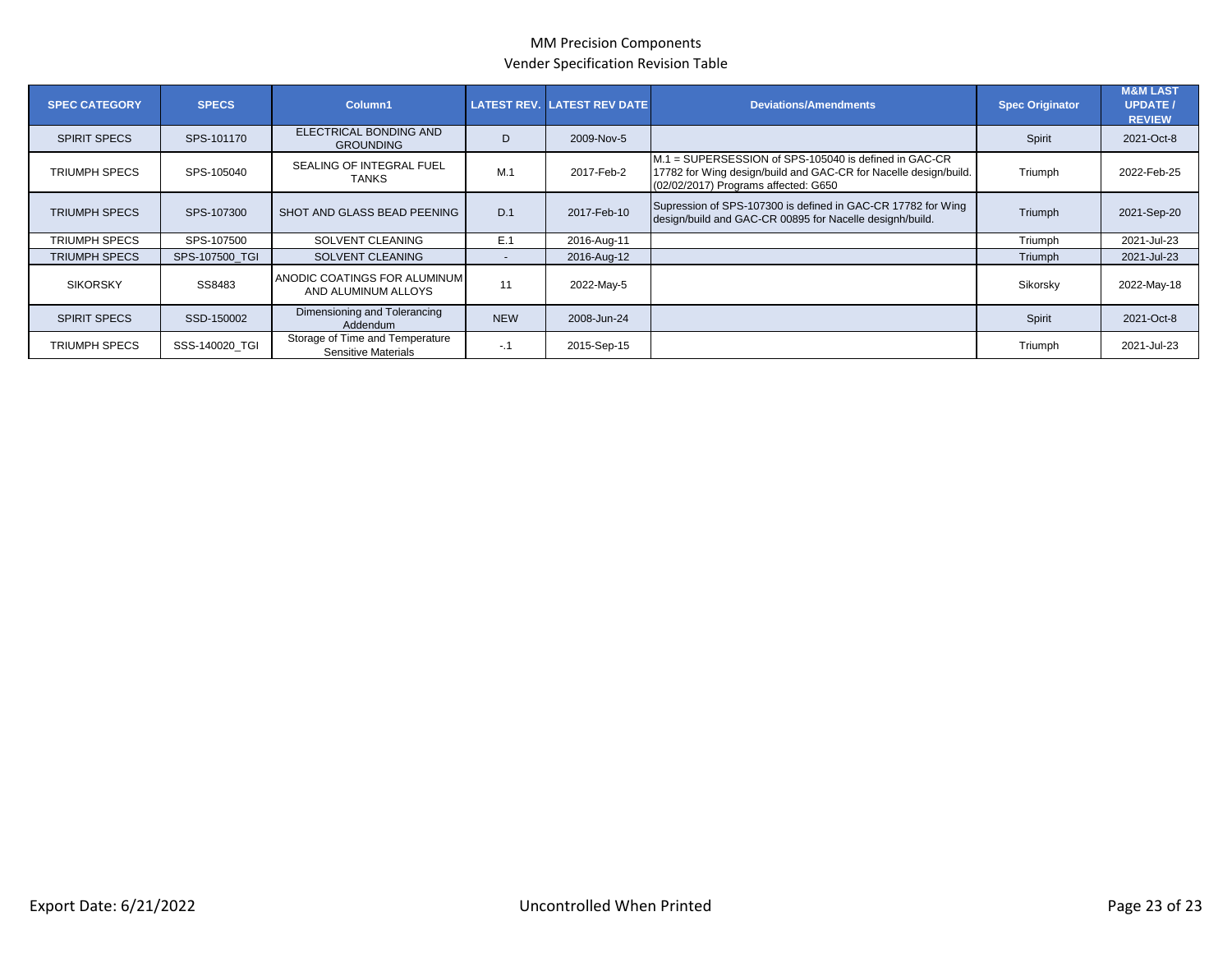MM Precision Components

Vender Specification Revision Table

| SPEC CATEGORY | SPECS | Column1 | LATEST REV. | LATEST REV DATE | Deviations/Amendments | Spec Originator | M&M LAST UPDATE / REVIEW |
|---|---|---|---|---|---|---|---|
| SPIRIT SPECS | SPS-101170 | ELECTRICAL BONDING AND GROUNDING | D | 2009-Nov-5 | | Spirit | 2021-Oct-8 |
| TRIUMPH SPECS | SPS-105040 | SEALING OF INTEGRAL FUEL TANKS | M.1 | 2017-Feb-2 | M.1 = SUPERSESSION of SPS-105040 is defined in GAC-CR 17782 for Wing design/build and GAC-CR for Nacelle design/build. (02/02/2017) Programs affected: G650 | Triumph | 2022-Feb-25 |
| TRIUMPH SPECS | SPS-107300 | SHOT AND GLASS BEAD PEENING | D.1 | 2017-Feb-10 | Supression of SPS-107300 is defined in GAC-CR 17782 for Wing design/build and GAC-CR 00895 for Nacelle designh/build. | Triumph | 2021-Sep-20 |
| TRIUMPH SPECS | SPS-107500 | SOLVENT CLEANING | E.1 | 2016-Aug-11 | | Triumph | 2021-Jul-23 |
| TRIUMPH SPECS | SPS-107500_TGI | SOLVENT CLEANING | - | 2016-Aug-12 | | Triumph | 2021-Jul-23 |
| SIKORSKY | SS8483 | ANODIC COATINGS FOR ALUMINUM AND ALUMINUM ALLOYS | 11 | 2022-May-5 | | Sikorsky | 2022-May-18 |
| SPIRIT SPECS | SSD-150002 | Dimensioning and Tolerancing Addendum | NEW | 2008-Jun-24 | | Spirit | 2021-Oct-8 |
| TRIUMPH SPECS | SSS-140020_TGI | Storage of Time and Temperature Sensitive Materials | -.1 | 2015-Sep-15 | | Triumph | 2021-Jul-23 |

Export Date: 6/21/2022

Uncontrolled When Printed